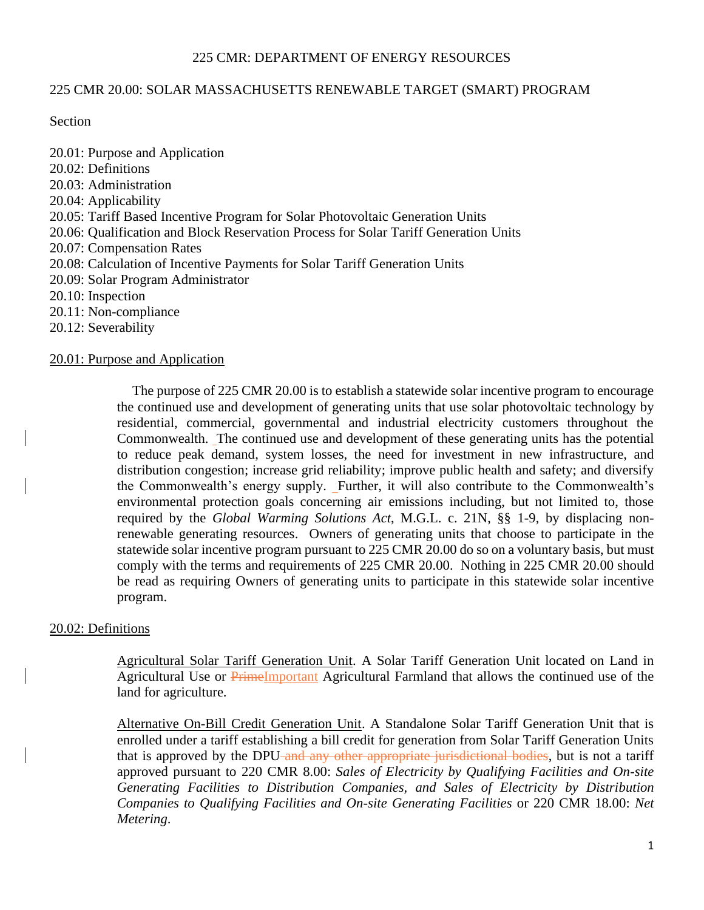225 CMR: DEPARTMENT OF ENERGY RESOURCES

225 CMR 20.00: SOLAR MASSACHUSETTS RENEWABLE TARGET (SMART) PROGRAM

Section

20.01: Purpose and Application
20.02: Definitions
20.03: Administration
20.04: Applicability
20.05: Tariff Based Incentive Program for Solar Photovoltaic Generation Units
20.06: Qualification and Block Reservation Process for Solar Tariff Generation Units
20.07: Compensation Rates
20.08: Calculation of Incentive Payments for Solar Tariff Generation Units
20.09: Solar Program Administrator
20.10: Inspection
20.11: Non-compliance
20.12: Severability

## 20.01: Purpose and Application

The purpose of 225 CMR 20.00 is to establish a statewide solar incentive program to encourage the continued use and development of generating units that use solar photovoltaic technology by residential, commercial, governmental and industrial electricity customers throughout the Commonwealth. The continued use and development of these generating units has the potential to reduce peak demand, system losses, the need for investment in new infrastructure, and distribution congestion; increase grid reliability; improve public health and safety; and diversify the Commonwealth's energy supply. Further, it will also contribute to the Commonwealth's environmental protection goals concerning air emissions including, but not limited to, those required by the *Global Warming Solutions Act*, M.G.L. c. 21N, §§ 1-9, by displacing non-renewable generating resources. Owners of generating units that choose to participate in the statewide solar incentive program pursuant to 225 CMR 20.00 do so on a voluntary basis, but must comply with the terms and requirements of 225 CMR 20.00. Nothing in 225 CMR 20.00 should be read as requiring Owners of generating units to participate in this statewide solar incentive program.

## 20.02: Definitions

Agricultural Solar Tariff Generation Unit. A Solar Tariff Generation Unit located on Land in Agricultural Use or ~~Prime~~Important Agricultural Farmland that allows the continued use of the land for agriculture.

Alternative On-Bill Credit Generation Unit. A Standalone Solar Tariff Generation Unit that is enrolled under a tariff establishing a bill credit for generation from Solar Tariff Generation Units that is approved by the DPU ~~and any other appropriate jurisdictional bodies~~, but is not a tariff approved pursuant to 220 CMR 8.00: *Sales of Electricity by Qualifying Facilities and On-site Generating Facilities to Distribution Companies, and Sales of Electricity by Distribution Companies to Qualifying Facilities and On-site Generating Facilities* or 220 CMR 18.00: *Net Metering*.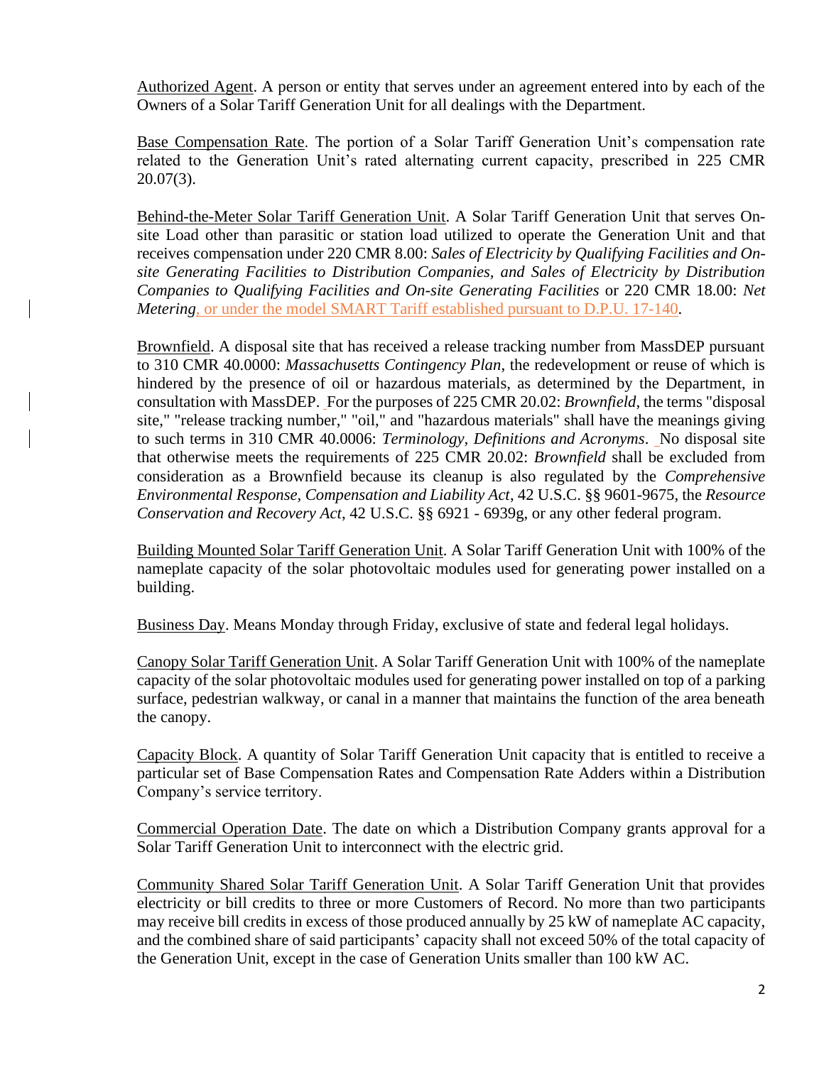Authorized Agent. A person or entity that serves under an agreement entered into by each of the Owners of a Solar Tariff Generation Unit for all dealings with the Department.

Base Compensation Rate. The portion of a Solar Tariff Generation Unit's compensation rate related to the Generation Unit's rated alternating current capacity, prescribed in 225 CMR 20.07(3).

Behind-the-Meter Solar Tariff Generation Unit. A Solar Tariff Generation Unit that serves On-site Load other than parasitic or station load utilized to operate the Generation Unit and that receives compensation under 220 CMR 8.00: *Sales of Electricity by Qualifying Facilities and On-site Generating Facilities to Distribution Companies, and Sales of Electricity by Distribution Companies to Qualifying Facilities and On-site Generating Facilities* or 220 CMR 18.00: *Net Metering*, or under the model SMART Tariff established pursuant to D.P.U. 17-140.

Brownfield. A disposal site that has received a release tracking number from MassDEP pursuant to 310 CMR 40.0000: *Massachusetts Contingency Plan*, the redevelopment or reuse of which is hindered by the presence of oil or hazardous materials, as determined by the Department, in consultation with MassDEP. For the purposes of 225 CMR 20.02: *Brownfield*, the terms "disposal site," "release tracking number," "oil," and "hazardous materials" shall have the meanings giving to such terms in 310 CMR 40.0006: *Terminology, Definitions and Acronyms*. No disposal site that otherwise meets the requirements of 225 CMR 20.02: *Brownfield* shall be excluded from consideration as a Brownfield because its cleanup is also regulated by the *Comprehensive Environmental Response, Compensation and Liability Act*, 42 U.S.C. §§ 9601-9675, the *Resource Conservation and Recovery Act*, 42 U.S.C. §§ 6921 - 6939g, or any other federal program.

Building Mounted Solar Tariff Generation Unit. A Solar Tariff Generation Unit with 100% of the nameplate capacity of the solar photovoltaic modules used for generating power installed on a building.

Business Day. Means Monday through Friday, exclusive of state and federal legal holidays.

Canopy Solar Tariff Generation Unit. A Solar Tariff Generation Unit with 100% of the nameplate capacity of the solar photovoltaic modules used for generating power installed on top of a parking surface, pedestrian walkway, or canal in a manner that maintains the function of the area beneath the canopy.

Capacity Block. A quantity of Solar Tariff Generation Unit capacity that is entitled to receive a particular set of Base Compensation Rates and Compensation Rate Adders within a Distribution Company's service territory.

Commercial Operation Date. The date on which a Distribution Company grants approval for a Solar Tariff Generation Unit to interconnect with the electric grid.

Community Shared Solar Tariff Generation Unit. A Solar Tariff Generation Unit that provides electricity or bill credits to three or more Customers of Record. No more than two participants may receive bill credits in excess of those produced annually by 25 kW of nameplate AC capacity, and the combined share of said participants' capacity shall not exceed 50% of the total capacity of the Generation Unit, except in the case of Generation Units smaller than 100 kW AC.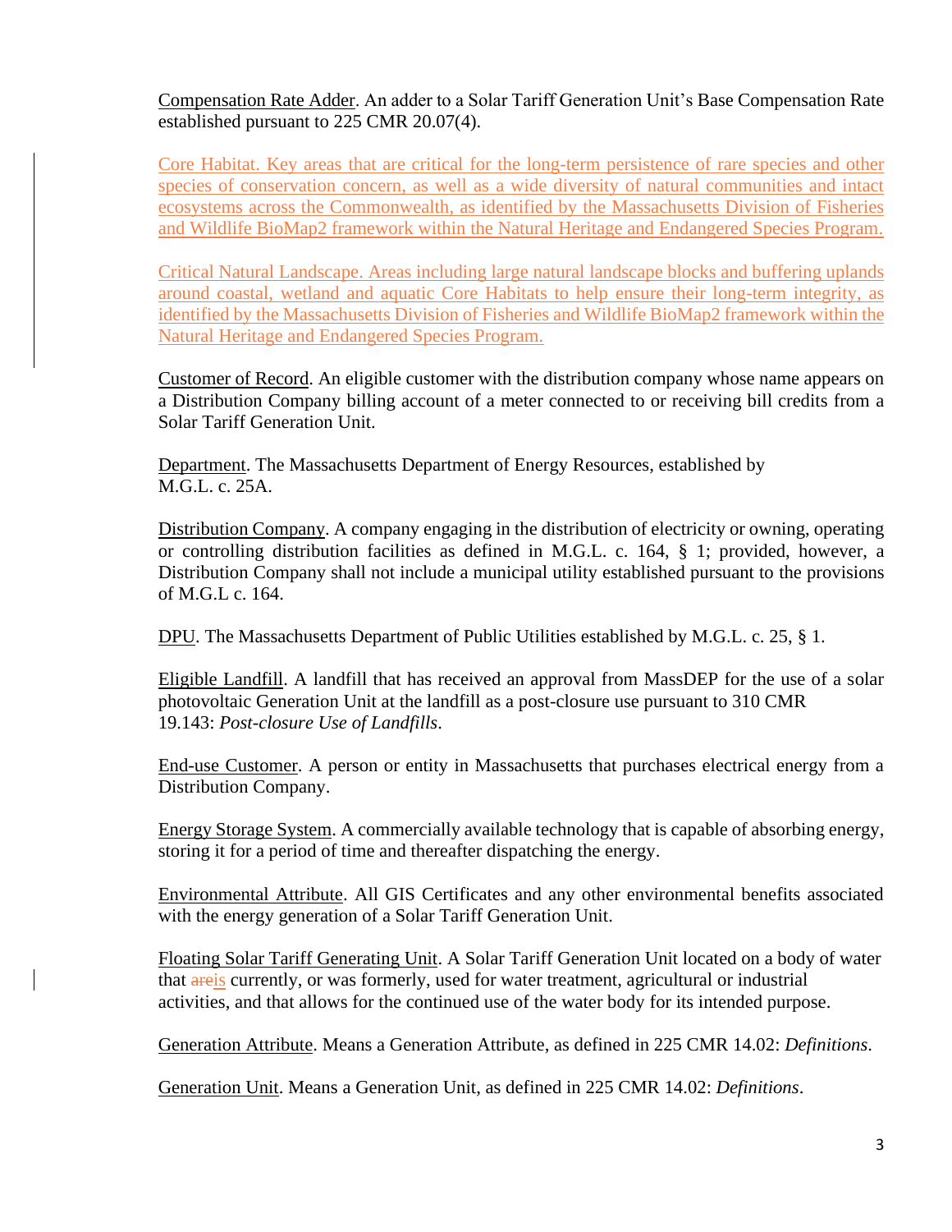Compensation Rate Adder. An adder to a Solar Tariff Generation Unit's Base Compensation Rate established pursuant to 225 CMR 20.07(4).

Core Habitat. Key areas that are critical for the long-term persistence of rare species and other species of conservation concern, as well as a wide diversity of natural communities and intact ecosystems across the Commonwealth, as identified by the Massachusetts Division of Fisheries and Wildlife BioMap2 framework within the Natural Heritage and Endangered Species Program.

Critical Natural Landscape. Areas including large natural landscape blocks and buffering uplands around coastal, wetland and aquatic Core Habitats to help ensure their long-term integrity, as identified by the Massachusetts Division of Fisheries and Wildlife BioMap2 framework within the Natural Heritage and Endangered Species Program.

Customer of Record. An eligible customer with the distribution company whose name appears on a Distribution Company billing account of a meter connected to or receiving bill credits from a Solar Tariff Generation Unit.

Department. The Massachusetts Department of Energy Resources, established by M.G.L. c. 25A.

Distribution Company. A company engaging in the distribution of electricity or owning, operating or controlling distribution facilities as defined in M.G.L. c. 164, § 1; provided, however, a Distribution Company shall not include a municipal utility established pursuant to the provisions of M.G.L c. 164.

DPU. The Massachusetts Department of Public Utilities established by M.G.L. c. 25, § 1.

Eligible Landfill. A landfill that has received an approval from MassDEP for the use of a solar photovoltaic Generation Unit at the landfill as a post-closure use pursuant to 310 CMR 19.143: *Post-closure Use of Landfills*.

End-use Customer. A person or entity in Massachusetts that purchases electrical energy from a Distribution Company.

Energy Storage System. A commercially available technology that is capable of absorbing energy, storing it for a period of time and thereafter dispatching the energy.

Environmental Attribute. All GIS Certificates and any other environmental benefits associated with the energy generation of a Solar Tariff Generation Unit.

Floating Solar Tariff Generating Unit. A Solar Tariff Generation Unit located on a body of water that ~~are~~is currently, or was formerly, used for water treatment, agricultural or industrial activities, and that allows for the continued use of the water body for its intended purpose.

Generation Attribute. Means a Generation Attribute, as defined in 225 CMR 14.02: *Definitions*.

Generation Unit. Means a Generation Unit, as defined in 225 CMR 14.02: *Definitions*.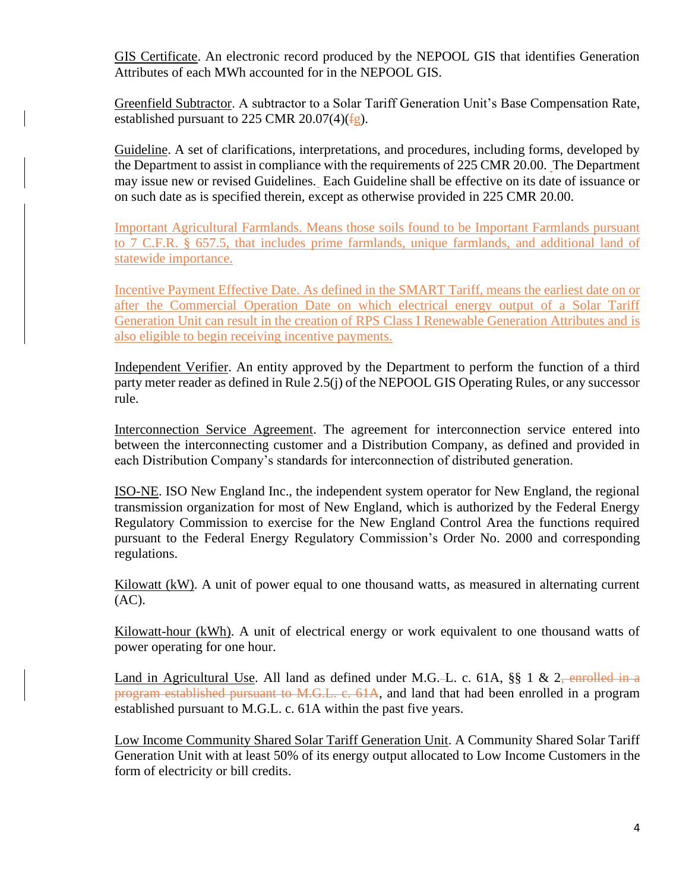GIS Certificate. An electronic record produced by the NEPOOL GIS that identifies Generation Attributes of each MWh accounted for in the NEPOOL GIS.

Greenfield Subtractor. A subtractor to a Solar Tariff Generation Unit's Base Compensation Rate, established pursuant to 225 CMR 20.07(4)(~~f~~g).

Guideline. A set of clarifications, interpretations, and procedures, including forms, developed by the Department to assist in compliance with the requirements of 225 CMR 20.00. The Department may issue new or revised Guidelines. Each Guideline shall be effective on its date of issuance or on such date as is specified therein, except as otherwise provided in 225 CMR 20.00.

Important Agricultural Farmlands. Means those soils found to be Important Farmlands pursuant to 7 C.F.R. § 657.5, that includes prime farmlands, unique farmlands, and additional land of statewide importance.

Incentive Payment Effective Date. As defined in the SMART Tariff, means the earliest date on or after the Commercial Operation Date on which electrical energy output of a Solar Tariff Generation Unit can result in the creation of RPS Class I Renewable Generation Attributes and is also eligible to begin receiving incentive payments.

Independent Verifier. An entity approved by the Department to perform the function of a third party meter reader as defined in Rule 2.5(j) of the NEPOOL GIS Operating Rules, or any successor rule.

Interconnection Service Agreement. The agreement for interconnection service entered into between the interconnecting customer and a Distribution Company, as defined and provided in each Distribution Company's standards for interconnection of distributed generation.

ISO-NE. ISO New England Inc., the independent system operator for New England, the regional transmission organization for most of New England, which is authorized by the Federal Energy Regulatory Commission to exercise for the New England Control Area the functions required pursuant to the Federal Energy Regulatory Commission's Order No. 2000 and corresponding regulations.

Kilowatt (kW). A unit of power equal to one thousand watts, as measured in alternating current (AC).

Kilowatt-hour (kWh). A unit of electrical energy or work equivalent to one thousand watts of power operating for one hour.

Land in Agricultural Use. All land as defined under M.G.~~-~~L. c. 61A, §§ 1 & 2~~, enrolled in a program established pursuant to M.G.L. c. 61A~~, and land that had been enrolled in a program established pursuant to M.G.L. c. 61A within the past five years.

Low Income Community Shared Solar Tariff Generation Unit. A Community Shared Solar Tariff Generation Unit with at least 50% of its energy output allocated to Low Income Customers in the form of electricity or bill credits.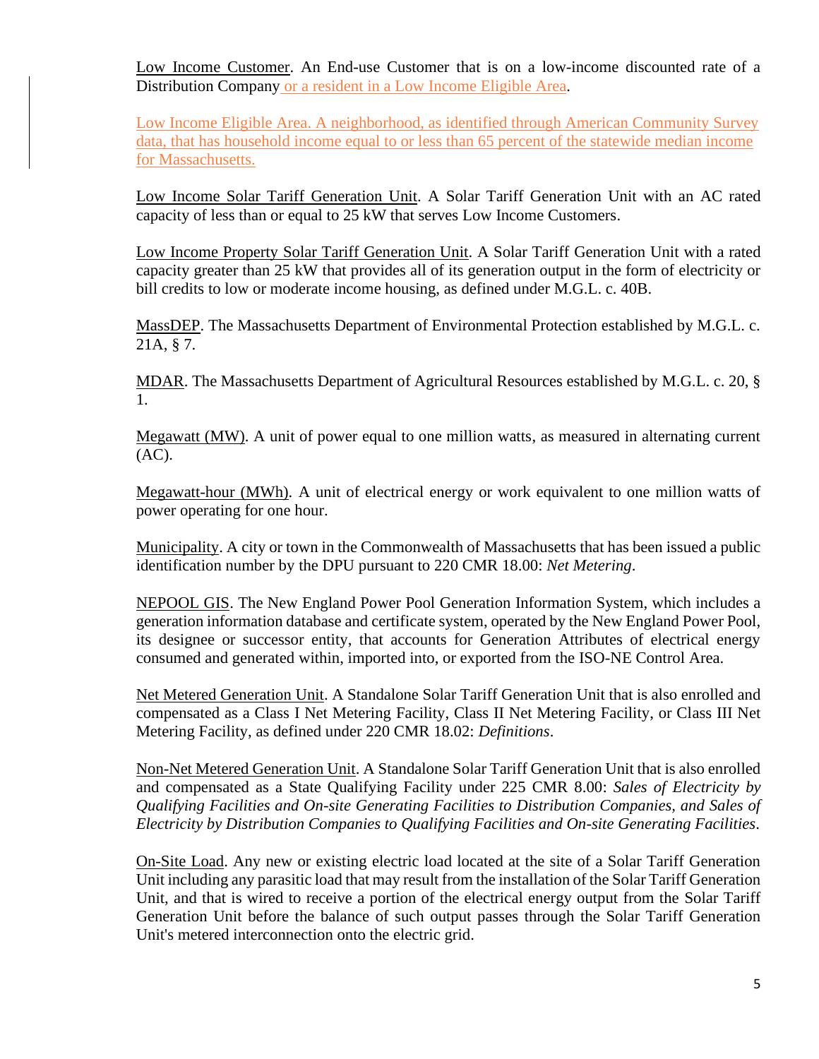Low Income Customer. An End-use Customer that is on a low-income discounted rate of a Distribution Company or a resident in a Low Income Eligible Area.

Low Income Eligible Area. A neighborhood, as identified through American Community Survey data, that has household income equal to or less than 65 percent of the statewide median income for Massachusetts.

Low Income Solar Tariff Generation Unit. A Solar Tariff Generation Unit with an AC rated capacity of less than or equal to 25 kW that serves Low Income Customers.

Low Income Property Solar Tariff Generation Unit. A Solar Tariff Generation Unit with a rated capacity greater than 25 kW that provides all of its generation output in the form of electricity or bill credits to low or moderate income housing, as defined under M.G.L. c. 40B.

MassDEP. The Massachusetts Department of Environmental Protection established by M.G.L. c. 21A, § 7.

MDAR. The Massachusetts Department of Agricultural Resources established by M.G.L. c. 20, § 1.

Megawatt (MW). A unit of power equal to one million watts, as measured in alternating current (AC).

Megawatt-hour (MWh). A unit of electrical energy or work equivalent to one million watts of power operating for one hour.

Municipality. A city or town in the Commonwealth of Massachusetts that has been issued a public identification number by the DPU pursuant to 220 CMR 18.00: *Net Metering*.

NEPOOL GIS. The New England Power Pool Generation Information System, which includes a generation information database and certificate system, operated by the New England Power Pool, its designee or successor entity, that accounts for Generation Attributes of electrical energy consumed and generated within, imported into, or exported from the ISO-NE Control Area.

Net Metered Generation Unit. A Standalone Solar Tariff Generation Unit that is also enrolled and compensated as a Class I Net Metering Facility, Class II Net Metering Facility, or Class III Net Metering Facility, as defined under 220 CMR 18.02: *Definitions*.

Non-Net Metered Generation Unit. A Standalone Solar Tariff Generation Unit that is also enrolled and compensated as a State Qualifying Facility under 225 CMR 8.00: *Sales of Electricity by Qualifying Facilities and On-site Generating Facilities to Distribution Companies, and Sales of Electricity by Distribution Companies to Qualifying Facilities and On-site Generating Facilities*.

On-Site Load. Any new or existing electric load located at the site of a Solar Tariff Generation Unit including any parasitic load that may result from the installation of the Solar Tariff Generation Unit, and that is wired to receive a portion of the electrical energy output from the Solar Tariff Generation Unit before the balance of such output passes through the Solar Tariff Generation Unit's metered interconnection onto the electric grid.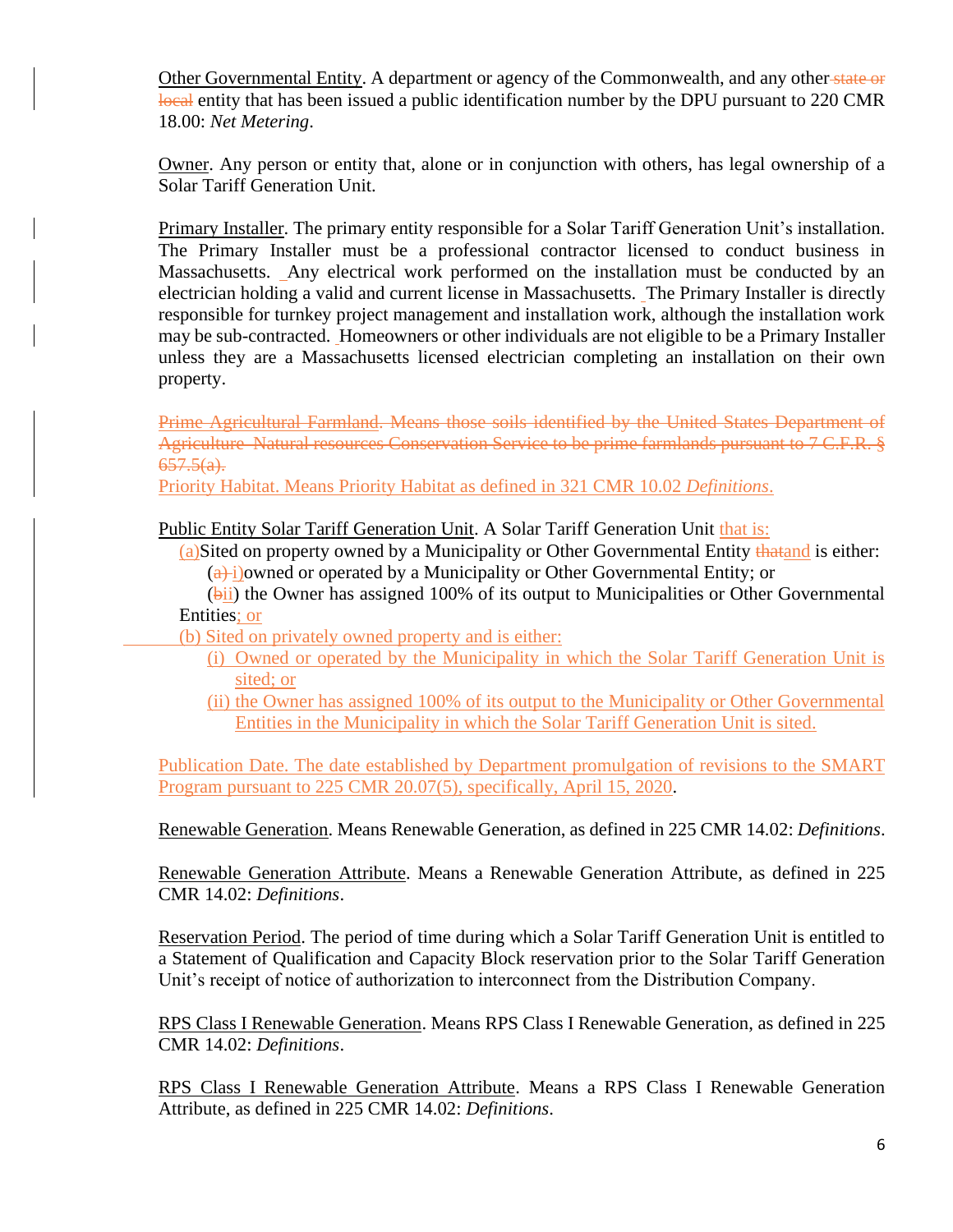Other Governmental Entity. A department or agency of the Commonwealth, and any other ~~state or local~~ entity that has been issued a public identification number by the DPU pursuant to 220 CMR 18.00: *Net Metering*.

Owner. Any person or entity that, alone or in conjunction with others, has legal ownership of a Solar Tariff Generation Unit.

Primary Installer. The primary entity responsible for a Solar Tariff Generation Unit's installation. The Primary Installer must be a professional contractor licensed to conduct business in Massachusetts. Any electrical work performed on the installation must be conducted by an electrician holding a valid and current license in Massachusetts. The Primary Installer is directly responsible for turnkey project management and installation work, although the installation work may be sub-contracted. Homeowners or other individuals are not eligible to be a Primary Installer unless they are a Massachusetts licensed electrician completing an installation on their own property.

~~Prime Agricultural Farmland. Means those soils identified by the United States Department of Agriculture Natural resources Conservation Service to be prime farmlands pursuant to 7 C.F.R. § 657.5(a).~~

Priority Habitat. Means Priority Habitat as defined in 321 CMR 10.02 *Definitions*.

Public Entity Solar Tariff Generation Unit. A Solar Tariff Generation Unit that is:

(a) Sited on property owned by a Municipality or Other Governmental Entity ~~that~~and is either:

(~~a)~~ i) owned or operated by a Municipality or Other Governmental Entity; or

(~~b~~ii) the Owner has assigned 100% of its output to Municipalities or Other Governmental Entities; or

(b) Sited on privately owned property and is either:

(i) Owned or operated by the Municipality in which the Solar Tariff Generation Unit is sited; or

(ii) the Owner has assigned 100% of its output to the Municipality or Other Governmental Entities in the Municipality in which the Solar Tariff Generation Unit is sited.

Publication Date. The date established by Department promulgation of revisions to the SMART Program pursuant to 225 CMR 20.07(5), specifically, April 15, 2020.

Renewable Generation. Means Renewable Generation, as defined in 225 CMR 14.02: *Definitions*.

Renewable Generation Attribute. Means a Renewable Generation Attribute, as defined in 225 CMR 14.02: *Definitions*.

Reservation Period. The period of time during which a Solar Tariff Generation Unit is entitled to a Statement of Qualification and Capacity Block reservation prior to the Solar Tariff Generation Unit's receipt of notice of authorization to interconnect from the Distribution Company.

RPS Class I Renewable Generation. Means RPS Class I Renewable Generation, as defined in 225 CMR 14.02: *Definitions*.

RPS Class I Renewable Generation Attribute. Means a RPS Class I Renewable Generation Attribute, as defined in 225 CMR 14.02: *Definitions*.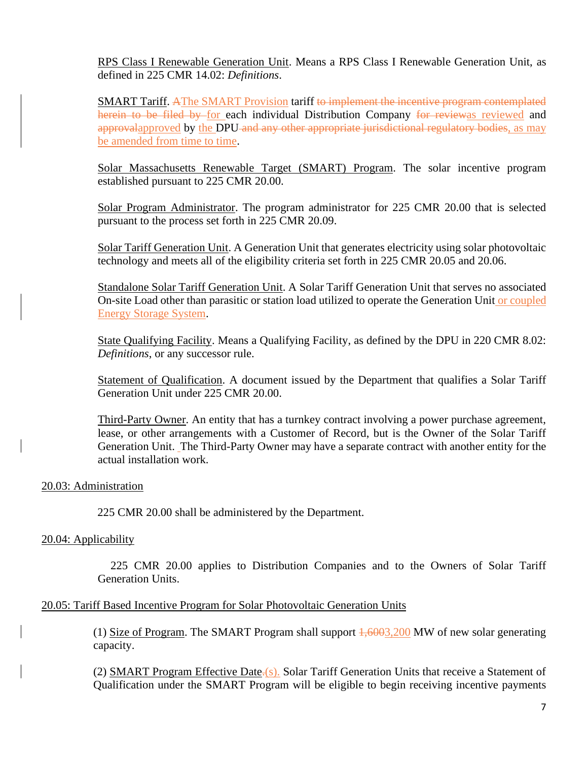RPS Class I Renewable Generation Unit. Means a RPS Class I Renewable Generation Unit, as defined in 225 CMR 14.02: *Definitions*.

SMART Tariff. ~~A~~The SMART Provision tariff ~~to implement the incentive program contemplated herein to be filed by~~ for each individual Distribution Company ~~for review~~as reviewed and ~~approval~~approved by the DPU ~~and any other appropriate jurisdictional regulatory bodies~~, as may be amended from time to time.

Solar Massachusetts Renewable Target (SMART) Program. The solar incentive program established pursuant to 225 CMR 20.00.

Solar Program Administrator. The program administrator for 225 CMR 20.00 that is selected pursuant to the process set forth in 225 CMR 20.09.

Solar Tariff Generation Unit. A Generation Unit that generates electricity using solar photovoltaic technology and meets all of the eligibility criteria set forth in 225 CMR 20.05 and 20.06.

Standalone Solar Tariff Generation Unit. A Solar Tariff Generation Unit that serves no associated On-site Load other than parasitic or station load utilized to operate the Generation Unit or coupled Energy Storage System.

State Qualifying Facility. Means a Qualifying Facility, as defined by the DPU in 220 CMR 8.02: *Definitions*, or any successor rule.

Statement of Qualification. A document issued by the Department that qualifies a Solar Tariff Generation Unit under 225 CMR 20.00.

Third-Party Owner. An entity that has a turnkey contract involving a power purchase agreement, lease, or other arrangements with a Customer of Record, but is the Owner of the Solar Tariff Generation Unit. The Third-Party Owner may have a separate contract with another entity for the actual installation work.

## 20.03: Administration

225 CMR 20.00 shall be administered by the Department.

## 20.04: Applicability

225 CMR 20.00 applies to Distribution Companies and to the Owners of Solar Tariff Generation Units.

## 20.05: Tariff Based Incentive Program for Solar Photovoltaic Generation Units

(1) Size of Program. The SMART Program shall support ~~1,600~~3,200 MW of new solar generating capacity.

(2) SMART Program Effective Date~~.~~(s). Solar Tariff Generation Units that receive a Statement of Qualification under the SMART Program will be eligible to begin receiving incentive payments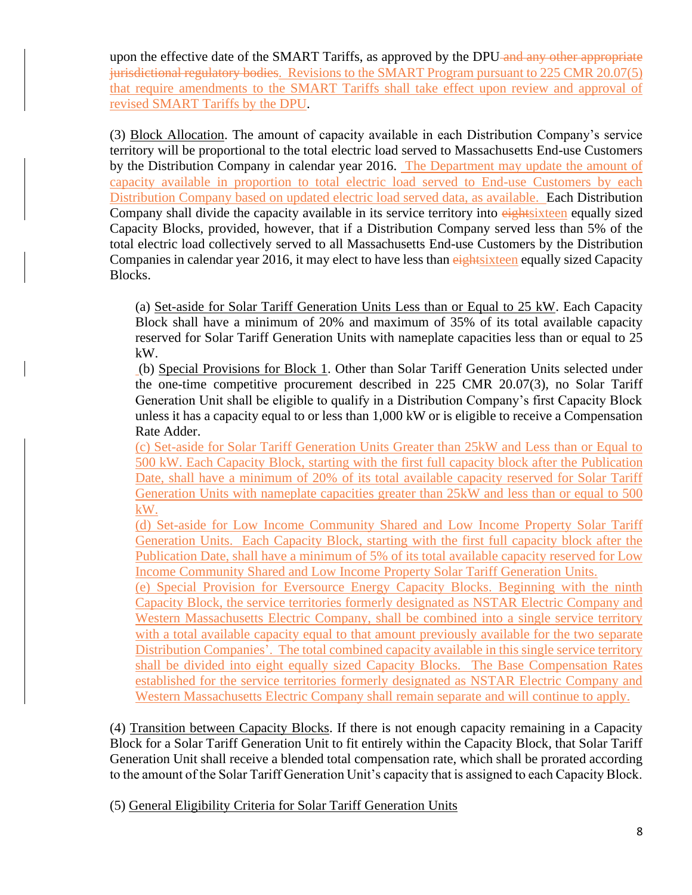upon the effective date of the SMART Tariffs, as approved by the DPU ~~and any other appropriate jurisdictional regulatory bodies~~. Revisions to the SMART Program pursuant to 225 CMR 20.07(5) that require amendments to the SMART Tariffs shall take effect upon review and approval of revised SMART Tariffs by the DPU.

(3) Block Allocation. The amount of capacity available in each Distribution Company's service territory will be proportional to the total electric load served to Massachusetts End-use Customers by the Distribution Company in calendar year 2016. The Department may update the amount of capacity available in proportion to total electric load served to End-use Customers by each Distribution Company based on updated electric load served data, as available. Each Distribution Company shall divide the capacity available in its service territory into ~~eight~~sixteen equally sized Capacity Blocks, provided, however, that if a Distribution Company served less than 5% of the total electric load collectively served to all Massachusetts End-use Customers by the Distribution Companies in calendar year 2016, it may elect to have less than ~~eight~~sixteen equally sized Capacity Blocks.

(a) Set-aside for Solar Tariff Generation Units Less than or Equal to 25 kW. Each Capacity Block shall have a minimum of 20% and maximum of 35% of its total available capacity reserved for Solar Tariff Generation Units with nameplate capacities less than or equal to 25 kW.

(b) Special Provisions for Block 1. Other than Solar Tariff Generation Units selected under the one-time competitive procurement described in 225 CMR 20.07(3), no Solar Tariff Generation Unit shall be eligible to qualify in a Distribution Company's first Capacity Block unless it has a capacity equal to or less than 1,000 kW or is eligible to receive a Compensation Rate Adder.

(c) Set-aside for Solar Tariff Generation Units Greater than 25kW and Less than or Equal to 500 kW. Each Capacity Block, starting with the first full capacity block after the Publication Date, shall have a minimum of 20% of its total available capacity reserved for Solar Tariff Generation Units with nameplate capacities greater than 25kW and less than or equal to 500 kW.

(d) Set-aside for Low Income Community Shared and Low Income Property Solar Tariff Generation Units. Each Capacity Block, starting with the first full capacity block after the Publication Date, shall have a minimum of 5% of its total available capacity reserved for Low Income Community Shared and Low Income Property Solar Tariff Generation Units.

(e) Special Provision for Eversource Energy Capacity Blocks. Beginning with the ninth Capacity Block, the service territories formerly designated as NSTAR Electric Company and Western Massachusetts Electric Company, shall be combined into a single service territory with a total available capacity equal to that amount previously available for the two separate Distribution Companies'. The total combined capacity available in this single service territory shall be divided into eight equally sized Capacity Blocks. The Base Compensation Rates established for the service territories formerly designated as NSTAR Electric Company and Western Massachusetts Electric Company shall remain separate and will continue to apply.

(4) Transition between Capacity Blocks. If there is not enough capacity remaining in a Capacity Block for a Solar Tariff Generation Unit to fit entirely within the Capacity Block, that Solar Tariff Generation Unit shall receive a blended total compensation rate, which shall be prorated according to the amount of the Solar Tariff Generation Unit's capacity that is assigned to each Capacity Block.

(5) General Eligibility Criteria for Solar Tariff Generation Units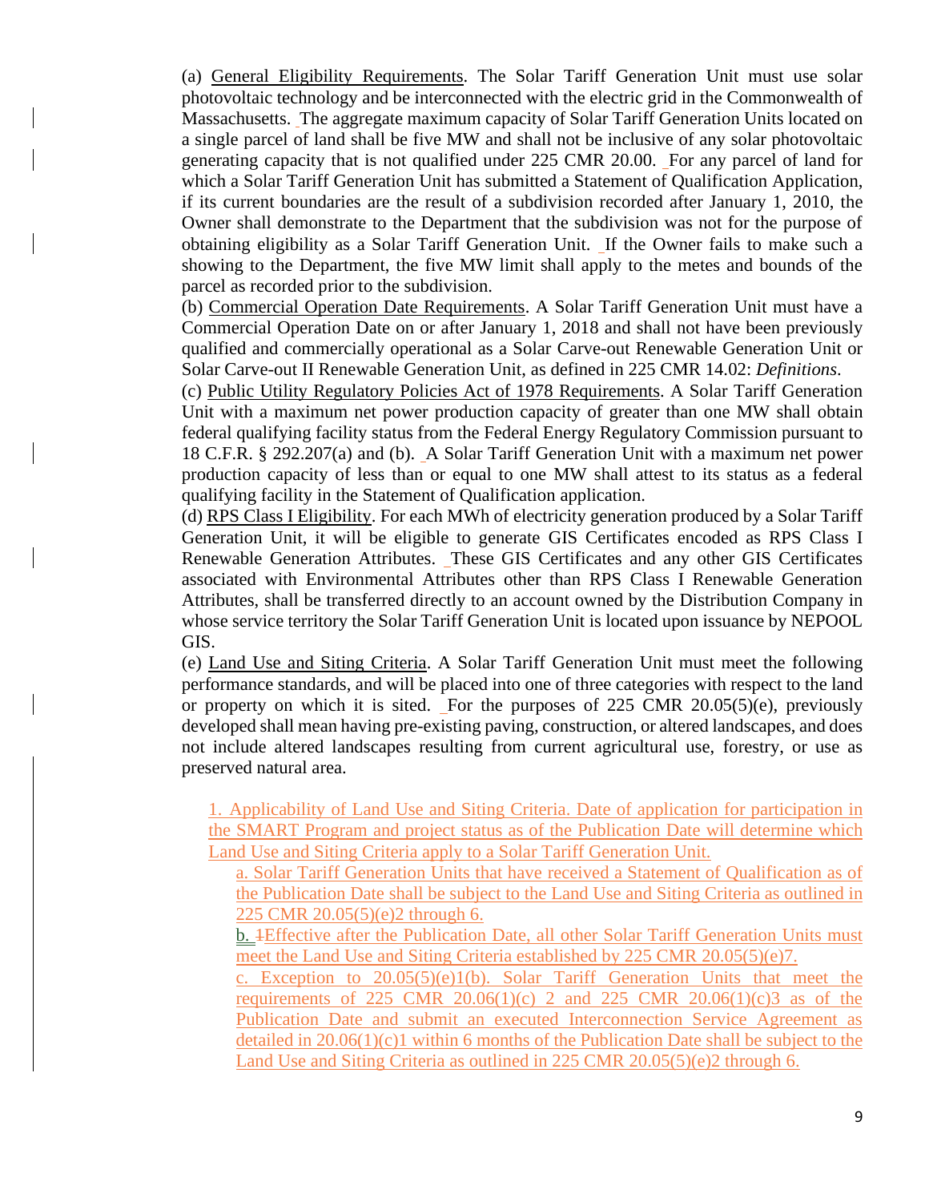(a) General Eligibility Requirements. The Solar Tariff Generation Unit must use solar photovoltaic technology and be interconnected with the electric grid in the Commonwealth of Massachusetts. The aggregate maximum capacity of Solar Tariff Generation Units located on a single parcel of land shall be five MW and shall not be inclusive of any solar photovoltaic generating capacity that is not qualified under 225 CMR 20.00. For any parcel of land for which a Solar Tariff Generation Unit has submitted a Statement of Qualification Application, if its current boundaries are the result of a subdivision recorded after January 1, 2010, the Owner shall demonstrate to the Department that the subdivision was not for the purpose of obtaining eligibility as a Solar Tariff Generation Unit. If the Owner fails to make such a showing to the Department, the five MW limit shall apply to the metes and bounds of the parcel as recorded prior to the subdivision.

(b) Commercial Operation Date Requirements. A Solar Tariff Generation Unit must have a Commercial Operation Date on or after January 1, 2018 and shall not have been previously qualified and commercially operational as a Solar Carve-out Renewable Generation Unit or Solar Carve-out II Renewable Generation Unit, as defined in 225 CMR 14.02: *Definitions*.

(c) Public Utility Regulatory Policies Act of 1978 Requirements. A Solar Tariff Generation Unit with a maximum net power production capacity of greater than one MW shall obtain federal qualifying facility status from the Federal Energy Regulatory Commission pursuant to 18 C.F.R. § 292.207(a) and (b). A Solar Tariff Generation Unit with a maximum net power production capacity of less than or equal to one MW shall attest to its status as a federal qualifying facility in the Statement of Qualification application.

(d) RPS Class I Eligibility. For each MWh of electricity generation produced by a Solar Tariff Generation Unit, it will be eligible to generate GIS Certificates encoded as RPS Class I Renewable Generation Attributes. These GIS Certificates and any other GIS Certificates associated with Environmental Attributes other than RPS Class I Renewable Generation Attributes, shall be transferred directly to an account owned by the Distribution Company in whose service territory the Solar Tariff Generation Unit is located upon issuance by NEPOOL GIS.

(e) Land Use and Siting Criteria. A Solar Tariff Generation Unit must meet the following performance standards, and will be placed into one of three categories with respect to the land or property on which it is sited. For the purposes of 225 CMR 20.05(5)(e), previously developed shall mean having pre-existing paving, construction, or altered landscapes, and does not include altered landscapes resulting from current agricultural use, forestry, or use as preserved natural area.

1. Applicability of Land Use and Siting Criteria. Date of application for participation in the SMART Program and project status as of the Publication Date will determine which Land Use and Siting Criteria apply to a Solar Tariff Generation Unit.

a. Solar Tariff Generation Units that have received a Statement of Qualification as of the Publication Date shall be subject to the Land Use and Siting Criteria as outlined in 225 CMR 20.05(5)(e)2 through 6.

b. ~~1~~Effective after the Publication Date, all other Solar Tariff Generation Units must meet the Land Use and Siting Criteria established by 225 CMR 20.05(5)(e)7.

c. Exception to 20.05(5)(e)1(b). Solar Tariff Generation Units that meet the requirements of 225 CMR 20.06(1)(c) 2 and 225 CMR 20.06(1)(c)3 as of the Publication Date and submit an executed Interconnection Service Agreement as detailed in 20.06(1)(c)1 within 6 months of the Publication Date shall be subject to the Land Use and Siting Criteria as outlined in 225 CMR 20.05(5)(e)2 through 6.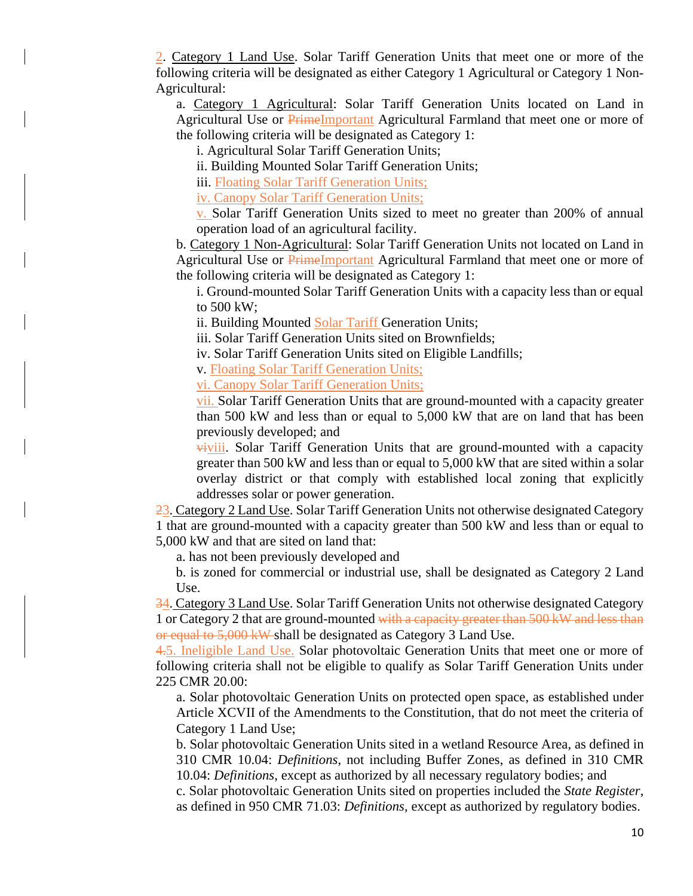2. Category 1 Land Use. Solar Tariff Generation Units that meet one or more of the following criteria will be designated as either Category 1 Agricultural or Category 1 Non-Agricultural:

a. Category 1 Agricultural: Solar Tariff Generation Units located on Land in Agricultural Use or ~~Prime~~Important Agricultural Farmland that meet one or more of the following criteria will be designated as Category 1:

i. Agricultural Solar Tariff Generation Units;

ii. Building Mounted Solar Tariff Generation Units;

iii. Floating Solar Tariff Generation Units;

iv. Canopy Solar Tariff Generation Units;

v. Solar Tariff Generation Units sized to meet no greater than 200% of annual operation load of an agricultural facility.

b. Category 1 Non-Agricultural: Solar Tariff Generation Units not located on Land in Agricultural Use or ~~Prime~~Important Agricultural Farmland that meet one or more of the following criteria will be designated as Category 1:

i. Ground-mounted Solar Tariff Generation Units with a capacity less than or equal to 500 kW;

ii. Building Mounted Solar Tariff Generation Units;

iii. Solar Tariff Generation Units sited on Brownfields;

iv. Solar Tariff Generation Units sited on Eligible Landfills;

v. Floating Solar Tariff Generation Units;

vi. Canopy Solar Tariff Generation Units;

vii. Solar Tariff Generation Units that are ground-mounted with a capacity greater than 500 kW and less than or equal to 5,000 kW that are on land that has been previously developed; and

~~vi~~viii. Solar Tariff Generation Units that are ground-mounted with a capacity greater than 500 kW and less than or equal to 5,000 kW that are sited within a solar overlay district or that comply with established local zoning that explicitly addresses solar or power generation.

~~2~~3. Category 2 Land Use. Solar Tariff Generation Units not otherwise designated Category 1 that are ground-mounted with a capacity greater than 500 kW and less than or equal to 5,000 kW and that are sited on land that:

a. has not been previously developed and

b. is zoned for commercial or industrial use, shall be designated as Category 2 Land Use.

~~3~~4. Category 3 Land Use. Solar Tariff Generation Units not otherwise designated Category 1 or Category 2 that are ground-mounted ~~with a capacity greater than 500 kW and less than or equal to 5,000 kW~~ shall be designated as Category 3 Land Use.

~~4.~~5. Ineligible Land Use. Solar photovoltaic Generation Units that meet one or more of following criteria shall not be eligible to qualify as Solar Tariff Generation Units under 225 CMR 20.00:

a. Solar photovoltaic Generation Units on protected open space, as established under Article XCVII of the Amendments to the Constitution, that do not meet the criteria of Category 1 Land Use;

b. Solar photovoltaic Generation Units sited in a wetland Resource Area, as defined in 310 CMR 10.04: *Definitions*, not including Buffer Zones, as defined in 310 CMR 10.04: *Definitions*, except as authorized by all necessary regulatory bodies; and

c. Solar photovoltaic Generation Units sited on properties included the *State Register*, as defined in 950 CMR 71.03: *Definitions*, except as authorized by regulatory bodies.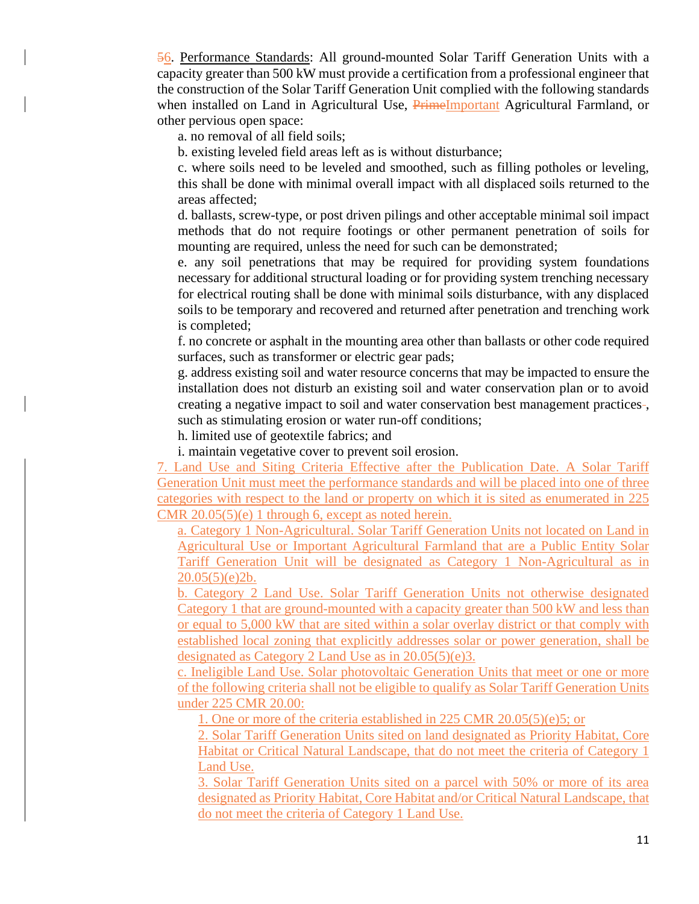~~5~~6. Performance Standards: All ground-mounted Solar Tariff Generation Units with a capacity greater than 500 kW must provide a certification from a professional engineer that the construction of the Solar Tariff Generation Unit complied with the following standards when installed on Land in Agricultural Use, ~~Prime~~Important Agricultural Farmland, or other pervious open space:

a. no removal of all field soils;

b. existing leveled field areas left as is without disturbance;

c. where soils need to be leveled and smoothed, such as filling potholes or leveling, this shall be done with minimal overall impact with all displaced soils returned to the areas affected;

d. ballasts, screw-type, or post driven pilings and other acceptable minimal soil impact methods that do not require footings or other permanent penetration of soils for mounting are required, unless the need for such can be demonstrated;

e. any soil penetrations that may be required for providing system foundations necessary for additional structural loading or for providing system trenching necessary for electrical routing shall be done with minimal soils disturbance, with any displaced soils to be temporary and recovered and returned after penetration and trenching work is completed;

f. no concrete or asphalt in the mounting area other than ballasts or other code required surfaces, such as transformer or electric gear pads;

g. address existing soil and water resource concerns that may be impacted to ensure the installation does not disturb an existing soil and water conservation plan or to avoid creating a negative impact to soil and water conservation best management practices~~-~~, such as stimulating erosion or water run-off conditions;

h. limited use of geotextile fabrics; and

i. maintain vegetative cover to prevent soil erosion.

7. Land Use and Siting Criteria Effective after the Publication Date. A Solar Tariff Generation Unit must meet the performance standards and will be placed into one of three categories with respect to the land or property on which it is sited as enumerated in 225 CMR 20.05(5)(e) 1 through 6, except as noted herein.

a. Category 1 Non-Agricultural. Solar Tariff Generation Units not located on Land in Agricultural Use or Important Agricultural Farmland that are a Public Entity Solar Tariff Generation Unit will be designated as Category 1 Non-Agricultural as in 20.05(5)(e)2b.

b. Category 2 Land Use. Solar Tariff Generation Units not otherwise designated Category 1 that are ground-mounted with a capacity greater than 500 kW and less than or equal to 5,000 kW that are sited within a solar overlay district or that comply with established local zoning that explicitly addresses solar or power generation, shall be designated as Category 2 Land Use as in 20.05(5)(e)3.

c. Ineligible Land Use. Solar photovoltaic Generation Units that meet or one or more of the following criteria shall not be eligible to qualify as Solar Tariff Generation Units under 225 CMR 20.00:

1. One or more of the criteria established in 225 CMR 20.05(5)(e)5; or

2. Solar Tariff Generation Units sited on land designated as Priority Habitat, Core Habitat or Critical Natural Landscape, that do not meet the criteria of Category 1 Land Use.

3. Solar Tariff Generation Units sited on a parcel with 50% or more of its area designated as Priority Habitat, Core Habitat and/or Critical Natural Landscape, that do not meet the criteria of Category 1 Land Use.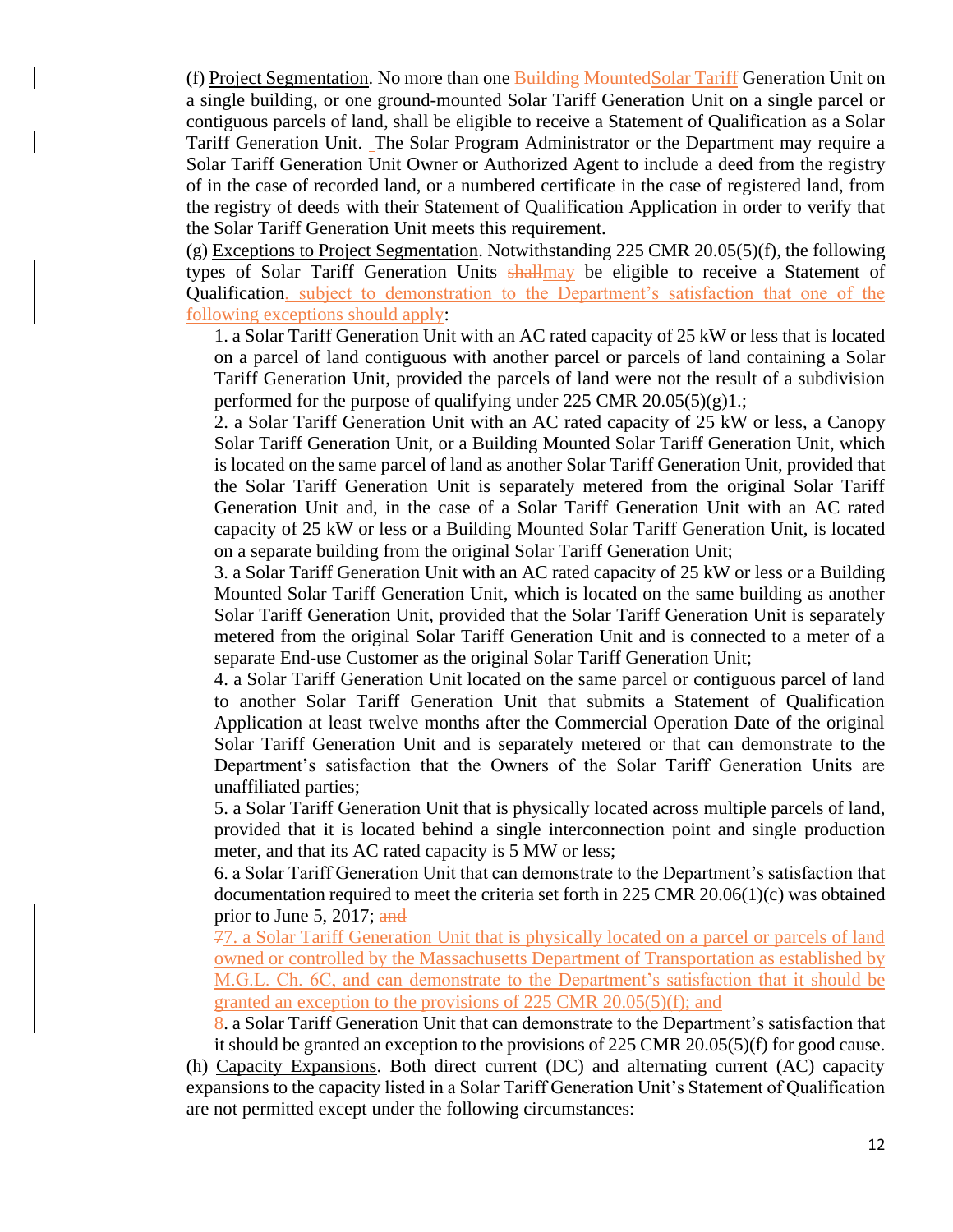(f) Project Segmentation. No more than one ~~Building Mounted~~Solar Tariff Generation Unit on a single building, or one ground-mounted Solar Tariff Generation Unit on a single parcel or contiguous parcels of land, shall be eligible to receive a Statement of Qualification as a Solar Tariff Generation Unit. The Solar Program Administrator or the Department may require a Solar Tariff Generation Unit Owner or Authorized Agent to include a deed from the registry of in the case of recorded land, or a numbered certificate in the case of registered land, from the registry of deeds with their Statement of Qualification Application in order to verify that the Solar Tariff Generation Unit meets this requirement.

(g) Exceptions to Project Segmentation. Notwithstanding 225 CMR 20.05(5)(f), the following types of Solar Tariff Generation Units ~~shall~~may be eligible to receive a Statement of Qualification, subject to demonstration to the Department's satisfaction that one of the following exceptions should apply:

1. a Solar Tariff Generation Unit with an AC rated capacity of 25 kW or less that is located on a parcel of land contiguous with another parcel or parcels of land containing a Solar Tariff Generation Unit, provided the parcels of land were not the result of a subdivision performed for the purpose of qualifying under 225 CMR 20.05(5)(g)1.;

2. a Solar Tariff Generation Unit with an AC rated capacity of 25 kW or less, a Canopy Solar Tariff Generation Unit, or a Building Mounted Solar Tariff Generation Unit, which is located on the same parcel of land as another Solar Tariff Generation Unit, provided that the Solar Tariff Generation Unit is separately metered from the original Solar Tariff Generation Unit and, in the case of a Solar Tariff Generation Unit with an AC rated capacity of 25 kW or less or a Building Mounted Solar Tariff Generation Unit, is located on a separate building from the original Solar Tariff Generation Unit;

3. a Solar Tariff Generation Unit with an AC rated capacity of 25 kW or less or a Building Mounted Solar Tariff Generation Unit, which is located on the same building as another Solar Tariff Generation Unit, provided that the Solar Tariff Generation Unit is separately metered from the original Solar Tariff Generation Unit and is connected to a meter of a separate End-use Customer as the original Solar Tariff Generation Unit;

4. a Solar Tariff Generation Unit located on the same parcel or contiguous parcel of land to another Solar Tariff Generation Unit that submits a Statement of Qualification Application at least twelve months after the Commercial Operation Date of the original Solar Tariff Generation Unit and is separately metered or that can demonstrate to the Department's satisfaction that the Owners of the Solar Tariff Generation Units are unaffiliated parties;

5. a Solar Tariff Generation Unit that is physically located across multiple parcels of land, provided that it is located behind a single interconnection point and single production meter, and that its AC rated capacity is 5 MW or less;

6. a Solar Tariff Generation Unit that can demonstrate to the Department's satisfaction that documentation required to meet the criteria set forth in 225 CMR 20.06(1)(c) was obtained prior to June 5, 2017; ~~and~~

~~7~~7. a Solar Tariff Generation Unit that is physically located on a parcel or parcels of land owned or controlled by the Massachusetts Department of Transportation as established by M.G.L. Ch. 6C, and can demonstrate to the Department's satisfaction that it should be granted an exception to the provisions of 225 CMR 20.05(5)(f); and

8. a Solar Tariff Generation Unit that can demonstrate to the Department's satisfaction that it should be granted an exception to the provisions of 225 CMR 20.05(5)(f) for good cause.

(h) Capacity Expansions. Both direct current (DC) and alternating current (AC) capacity expansions to the capacity listed in a Solar Tariff Generation Unit's Statement of Qualification are not permitted except under the following circumstances: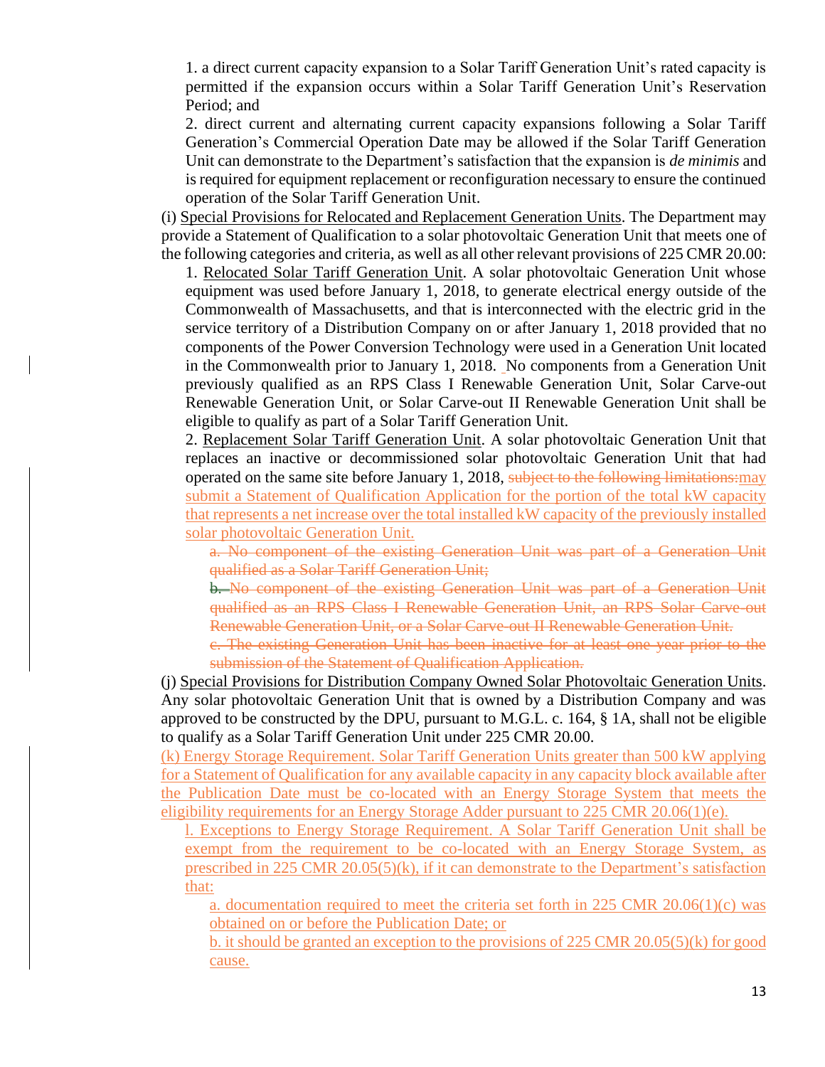1. a direct current capacity expansion to a Solar Tariff Generation Unit's rated capacity is permitted if the expansion occurs within a Solar Tariff Generation Unit's Reservation Period; and

2. direct current and alternating current capacity expansions following a Solar Tariff Generation's Commercial Operation Date may be allowed if the Solar Tariff Generation Unit can demonstrate to the Department's satisfaction that the expansion is *de minimis* and is required for equipment replacement or reconfiguration necessary to ensure the continued operation of the Solar Tariff Generation Unit.

(i) Special Provisions for Relocated and Replacement Generation Units. The Department may provide a Statement of Qualification to a solar photovoltaic Generation Unit that meets one of the following categories and criteria, as well as all other relevant provisions of 225 CMR 20.00:

1. Relocated Solar Tariff Generation Unit. A solar photovoltaic Generation Unit whose equipment was used before January 1, 2018, to generate electrical energy outside of the Commonwealth of Massachusetts, and that is interconnected with the electric grid in the service territory of a Distribution Company on or after January 1, 2018 provided that no components of the Power Conversion Technology were used in a Generation Unit located in the Commonwealth prior to January 1, 2018. No components from a Generation Unit previously qualified as an RPS Class I Renewable Generation Unit, Solar Carve-out Renewable Generation Unit, or Solar Carve-out II Renewable Generation Unit shall be eligible to qualify as part of a Solar Tariff Generation Unit.

2. Replacement Solar Tariff Generation Unit. A solar photovoltaic Generation Unit that replaces an inactive or decommissioned solar photovoltaic Generation Unit that had operated on the same site before January 1, 2018, ~~subject to the following limitations:~~may submit a Statement of Qualification Application for the portion of the total kW capacity that represents a net increase over the total installed kW capacity of the previously installed solar photovoltaic Generation Unit.

~~a. No component of the existing Generation Unit was part of a Generation Unit qualified as a Solar Tariff Generation Unit;~~

~~b. No component of the existing Generation Unit was part of a Generation Unit qualified as an RPS Class I Renewable Generation Unit, an RPS Solar Carve-out Renewable Generation Unit, or a Solar Carve-out II Renewable Generation Unit.~~

~~c. The existing Generation Unit has been inactive for at least one year prior to the submission of the Statement of Qualification Application.~~

(j) Special Provisions for Distribution Company Owned Solar Photovoltaic Generation Units. Any solar photovoltaic Generation Unit that is owned by a Distribution Company and was approved to be constructed by the DPU, pursuant to M.G.L. c. 164, § 1A, shall not be eligible to qualify as a Solar Tariff Generation Unit under 225 CMR 20.00.

(k) Energy Storage Requirement. Solar Tariff Generation Units greater than 500 kW applying for a Statement of Qualification for any available capacity in any capacity block available after the Publication Date must be co-located with an Energy Storage System that meets the eligibility requirements for an Energy Storage Adder pursuant to 225 CMR 20.06(1)(e).

l. Exceptions to Energy Storage Requirement. A Solar Tariff Generation Unit shall be exempt from the requirement to be co-located with an Energy Storage System, as prescribed in 225 CMR 20.05(5)(k), if it can demonstrate to the Department's satisfaction that:

a. documentation required to meet the criteria set forth in 225 CMR 20.06(1)(c) was obtained on or before the Publication Date; or

b. it should be granted an exception to the provisions of 225 CMR 20.05(5)(k) for good cause.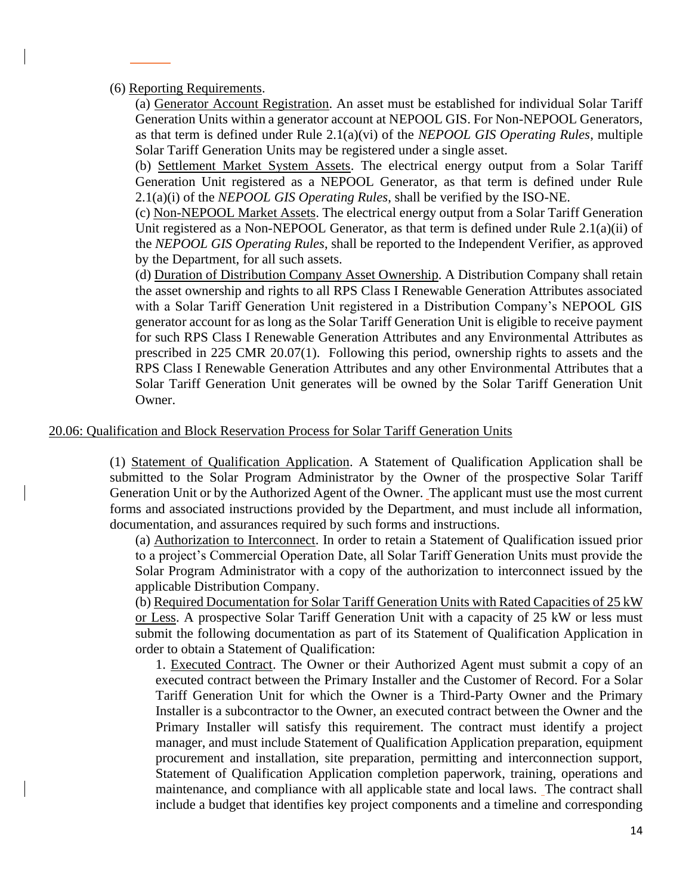(6) Reporting Requirements.

(a) Generator Account Registration. An asset must be established for individual Solar Tariff Generation Units within a generator account at NEPOOL GIS. For Non-NEPOOL Generators, as that term is defined under Rule 2.1(a)(vi) of the *NEPOOL GIS Operating Rules*, multiple Solar Tariff Generation Units may be registered under a single asset.

(b) Settlement Market System Assets. The electrical energy output from a Solar Tariff Generation Unit registered as a NEPOOL Generator, as that term is defined under Rule 2.1(a)(i) of the *NEPOOL GIS Operating Rules*, shall be verified by the ISO-NE.

(c) Non-NEPOOL Market Assets. The electrical energy output from a Solar Tariff Generation Unit registered as a Non-NEPOOL Generator, as that term is defined under Rule 2.1(a)(ii) of the *NEPOOL GIS Operating Rules*, shall be reported to the Independent Verifier, as approved by the Department, for all such assets.

(d) Duration of Distribution Company Asset Ownership. A Distribution Company shall retain the asset ownership and rights to all RPS Class I Renewable Generation Attributes associated with a Solar Tariff Generation Unit registered in a Distribution Company's NEPOOL GIS generator account for as long as the Solar Tariff Generation Unit is eligible to receive payment for such RPS Class I Renewable Generation Attributes and any Environmental Attributes as prescribed in 225 CMR 20.07(1). Following this period, ownership rights to assets and the RPS Class I Renewable Generation Attributes and any other Environmental Attributes that a Solar Tariff Generation Unit generates will be owned by the Solar Tariff Generation Unit Owner.

20.06: Qualification and Block Reservation Process for Solar Tariff Generation Units

(1) Statement of Qualification Application. A Statement of Qualification Application shall be submitted to the Solar Program Administrator by the Owner of the prospective Solar Tariff Generation Unit or by the Authorized Agent of the Owner. The applicant must use the most current forms and associated instructions provided by the Department, and must include all information, documentation, and assurances required by such forms and instructions.

(a) Authorization to Interconnect. In order to retain a Statement of Qualification issued prior to a project's Commercial Operation Date, all Solar Tariff Generation Units must provide the Solar Program Administrator with a copy of the authorization to interconnect issued by the applicable Distribution Company.

(b) Required Documentation for Solar Tariff Generation Units with Rated Capacities of 25 kW or Less. A prospective Solar Tariff Generation Unit with a capacity of 25 kW or less must submit the following documentation as part of its Statement of Qualification Application in order to obtain a Statement of Qualification:

1. Executed Contract. The Owner or their Authorized Agent must submit a copy of an executed contract between the Primary Installer and the Customer of Record. For a Solar Tariff Generation Unit for which the Owner is a Third-Party Owner and the Primary Installer is a subcontractor to the Owner, an executed contract between the Owner and the Primary Installer will satisfy this requirement. The contract must identify a project manager, and must include Statement of Qualification Application preparation, equipment procurement and installation, site preparation, permitting and interconnection support, Statement of Qualification Application completion paperwork, training, operations and maintenance, and compliance with all applicable state and local laws. The contract shall include a budget that identifies key project components and a timeline and corresponding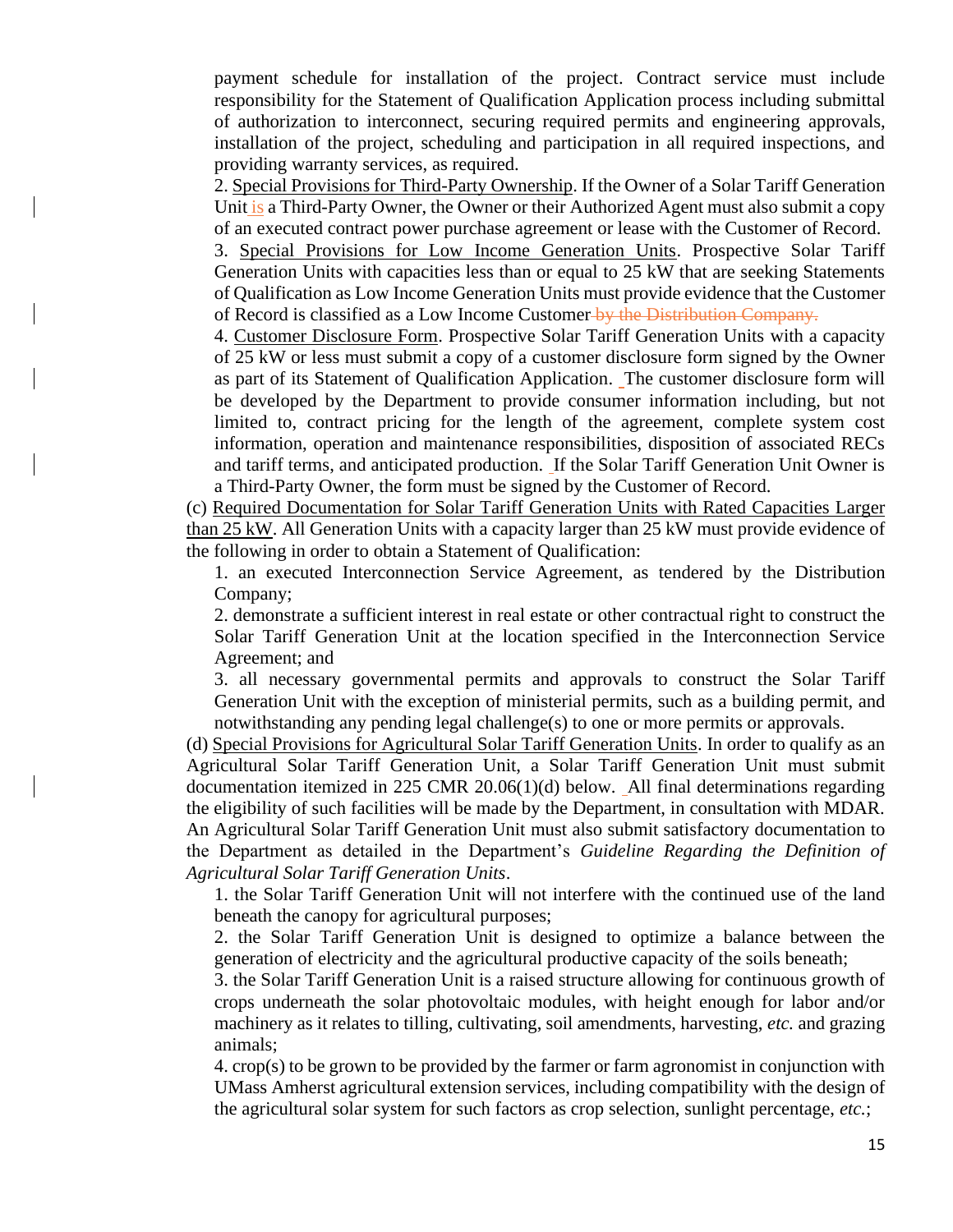payment schedule for installation of the project. Contract service must include responsibility for the Statement of Qualification Application process including submittal of authorization to interconnect, securing required permits and engineering approvals, installation of the project, scheduling and participation in all required inspections, and providing warranty services, as required.

2. Special Provisions for Third-Party Ownership. If the Owner of a Solar Tariff Generation Unit is a Third-Party Owner, the Owner or their Authorized Agent must also submit a copy of an executed contract power purchase agreement or lease with the Customer of Record.

3. Special Provisions for Low Income Generation Units. Prospective Solar Tariff Generation Units with capacities less than or equal to 25 kW that are seeking Statements of Qualification as Low Income Generation Units must provide evidence that the Customer of Record is classified as a Low Income Customer ~~by the Distribution Company.~~

4. Customer Disclosure Form. Prospective Solar Tariff Generation Units with a capacity of 25 kW or less must submit a copy of a customer disclosure form signed by the Owner as part of its Statement of Qualification Application. The customer disclosure form will be developed by the Department to provide consumer information including, but not limited to, contract pricing for the length of the agreement, complete system cost information, operation and maintenance responsibilities, disposition of associated RECs and tariff terms, and anticipated production. If the Solar Tariff Generation Unit Owner is a Third-Party Owner, the form must be signed by the Customer of Record.

(c) Required Documentation for Solar Tariff Generation Units with Rated Capacities Larger than 25 kW. All Generation Units with a capacity larger than 25 kW must provide evidence of the following in order to obtain a Statement of Qualification:

1. an executed Interconnection Service Agreement, as tendered by the Distribution Company;

2. demonstrate a sufficient interest in real estate or other contractual right to construct the Solar Tariff Generation Unit at the location specified in the Interconnection Service Agreement; and

3. all necessary governmental permits and approvals to construct the Solar Tariff Generation Unit with the exception of ministerial permits, such as a building permit, and notwithstanding any pending legal challenge(s) to one or more permits or approvals.

(d) Special Provisions for Agricultural Solar Tariff Generation Units. In order to qualify as an Agricultural Solar Tariff Generation Unit, a Solar Tariff Generation Unit must submit documentation itemized in 225 CMR 20.06(1)(d) below. All final determinations regarding the eligibility of such facilities will be made by the Department, in consultation with MDAR. An Agricultural Solar Tariff Generation Unit must also submit satisfactory documentation to the Department as detailed in the Department's *Guideline Regarding the Definition of Agricultural Solar Tariff Generation Units*.

1. the Solar Tariff Generation Unit will not interfere with the continued use of the land beneath the canopy for agricultural purposes;

2. the Solar Tariff Generation Unit is designed to optimize a balance between the generation of electricity and the agricultural productive capacity of the soils beneath;

3. the Solar Tariff Generation Unit is a raised structure allowing for continuous growth of crops underneath the solar photovoltaic modules, with height enough for labor and/or machinery as it relates to tilling, cultivating, soil amendments, harvesting, *etc.* and grazing animals;

4. crop(s) to be grown to be provided by the farmer or farm agronomist in conjunction with UMass Amherst agricultural extension services, including compatibility with the design of the agricultural solar system for such factors as crop selection, sunlight percentage, *etc.*;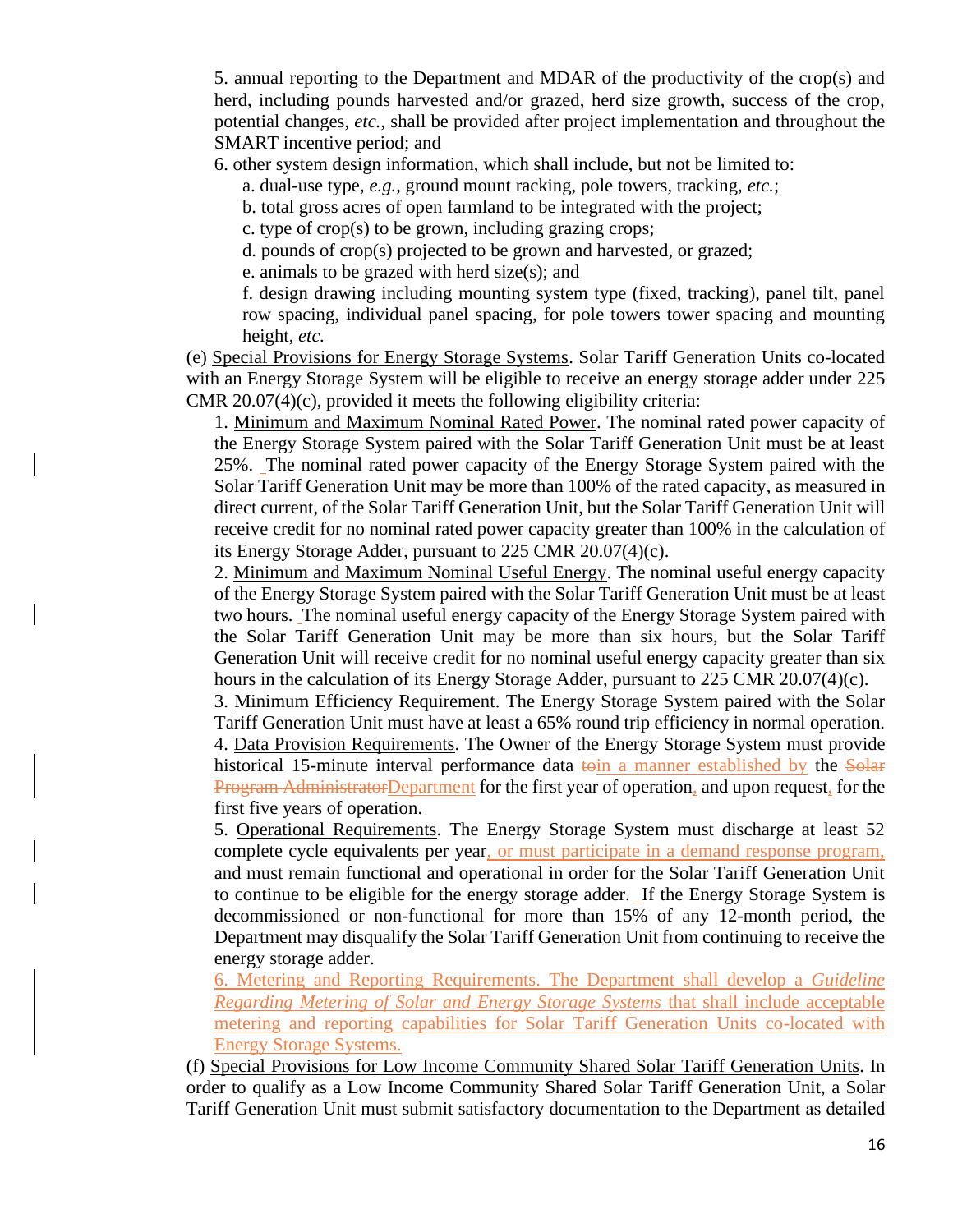5. annual reporting to the Department and MDAR of the productivity of the crop(s) and herd, including pounds harvested and/or grazed, herd size growth, success of the crop, potential changes, *etc.*, shall be provided after project implementation and throughout the SMART incentive period; and

6. other system design information, which shall include, but not be limited to:

a. dual-use type, *e.g.*, ground mount racking, pole towers, tracking, *etc.*;

b. total gross acres of open farmland to be integrated with the project;

c. type of crop(s) to be grown, including grazing crops;

d. pounds of crop(s) projected to be grown and harvested, or grazed;

e. animals to be grazed with herd size(s); and

f. design drawing including mounting system type (fixed, tracking), panel tilt, panel row spacing, individual panel spacing, for pole towers tower spacing and mounting height, *etc.*

(e) Special Provisions for Energy Storage Systems. Solar Tariff Generation Units co-located with an Energy Storage System will be eligible to receive an energy storage adder under 225 CMR 20.07(4)(c), provided it meets the following eligibility criteria:

1. Minimum and Maximum Nominal Rated Power. The nominal rated power capacity of the Energy Storage System paired with the Solar Tariff Generation Unit must be at least 25%. The nominal rated power capacity of the Energy Storage System paired with the Solar Tariff Generation Unit may be more than 100% of the rated capacity, as measured in direct current, of the Solar Tariff Generation Unit, but the Solar Tariff Generation Unit will receive credit for no nominal rated power capacity greater than 100% in the calculation of its Energy Storage Adder, pursuant to 225 CMR 20.07(4)(c).

2. Minimum and Maximum Nominal Useful Energy. The nominal useful energy capacity of the Energy Storage System paired with the Solar Tariff Generation Unit must be at least two hours. The nominal useful energy capacity of the Energy Storage System paired with the Solar Tariff Generation Unit may be more than six hours, but the Solar Tariff Generation Unit will receive credit for no nominal useful energy capacity greater than six hours in the calculation of its Energy Storage Adder, pursuant to 225 CMR 20.07(4)(c).

3. Minimum Efficiency Requirement. The Energy Storage System paired with the Solar Tariff Generation Unit must have at least a 65% round trip efficiency in normal operation.

4. Data Provision Requirements. The Owner of the Energy Storage System must provide historical 15-minute interval performance data ~~to~~in a manner established by the ~~Solar Program Administrator~~Department for the first year of operation~~,~~ and upon request~~,~~ for the first five years of operation.

5. Operational Requirements. The Energy Storage System must discharge at least 52 complete cycle equivalents per year, or must participate in a demand response program, and must remain functional and operational in order for the Solar Tariff Generation Unit to continue to be eligible for the energy storage adder. If the Energy Storage System is decommissioned or non-functional for more than 15% of any 12-month period, the Department may disqualify the Solar Tariff Generation Unit from continuing to receive the energy storage adder.

6. Metering and Reporting Requirements. The Department shall develop a *Guideline Regarding Metering of Solar and Energy Storage Systems* that shall include acceptable metering and reporting capabilities for Solar Tariff Generation Units co-located with Energy Storage Systems.

(f) Special Provisions for Low Income Community Shared Solar Tariff Generation Units. In order to qualify as a Low Income Community Shared Solar Tariff Generation Unit, a Solar Tariff Generation Unit must submit satisfactory documentation to the Department as detailed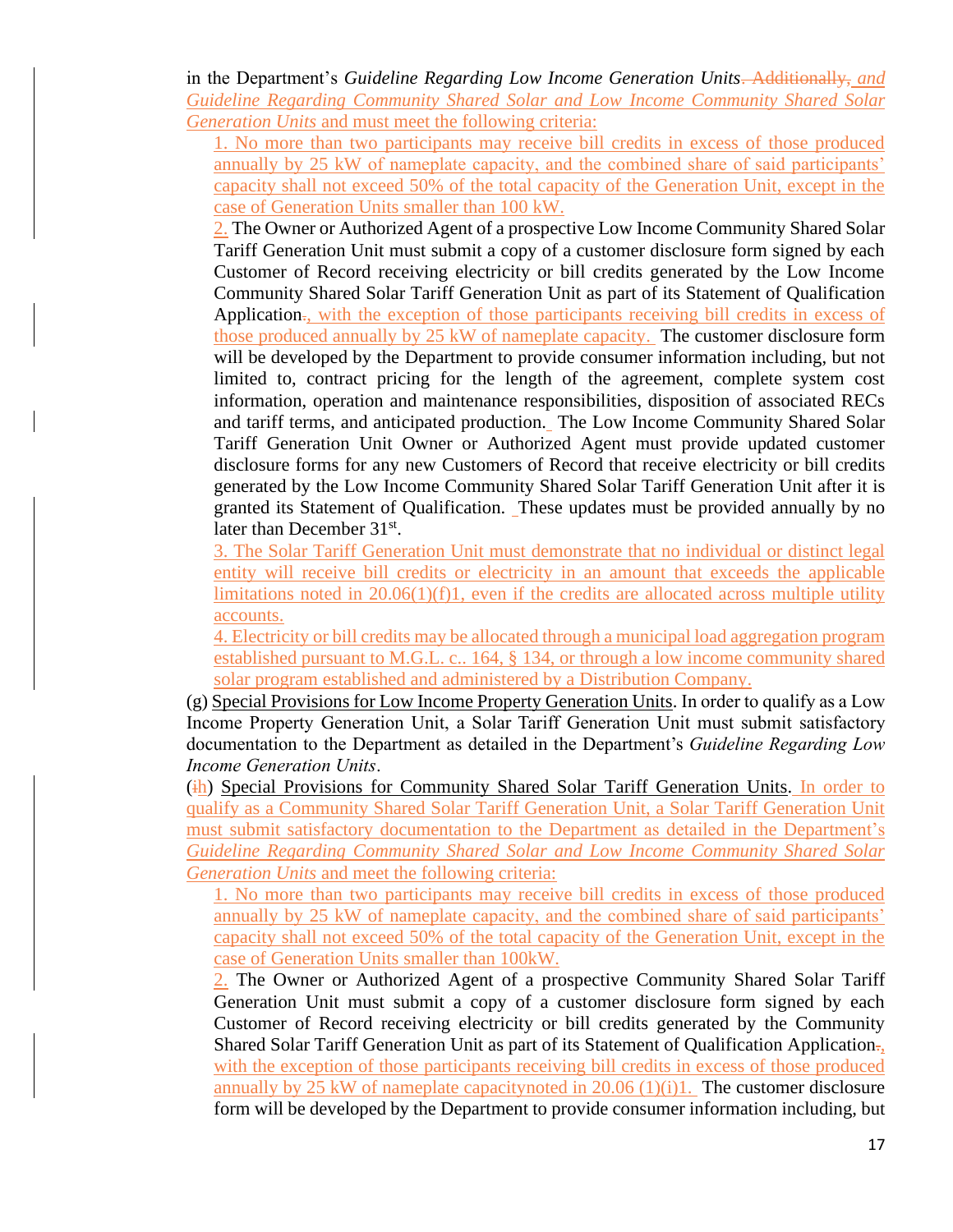in the Department's *Guideline Regarding Low Income Generation Units*~~. Additionally,~~ *and Guideline Regarding Community Shared Solar and Low Income Community Shared Solar Generation Units* and must meet the following criteria:

1. No more than two participants may receive bill credits in excess of those produced annually by 25 kW of nameplate capacity, and the combined share of said participants' capacity shall not exceed 50% of the total capacity of the Generation Unit, except in the case of Generation Units smaller than 100 kW.

2. The Owner or Authorized Agent of a prospective Low Income Community Shared Solar Tariff Generation Unit must submit a copy of a customer disclosure form signed by each Customer of Record receiving electricity or bill credits generated by the Low Income Community Shared Solar Tariff Generation Unit as part of its Statement of Qualification Application~~.~~, with the exception of those participants receiving bill credits in excess of those produced annually by 25 kW of nameplate capacity. The customer disclosure form will be developed by the Department to provide consumer information including, but not limited to, contract pricing for the length of the agreement, complete system cost information, operation and maintenance responsibilities, disposition of associated RECs and tariff terms, and anticipated production. The Low Income Community Shared Solar Tariff Generation Unit Owner or Authorized Agent must provide updated customer disclosure forms for any new Customers of Record that receive electricity or bill credits generated by the Low Income Community Shared Solar Tariff Generation Unit after it is granted its Statement of Qualification. These updates must be provided annually by no later than December 31st.

3. The Solar Tariff Generation Unit must demonstrate that no individual or distinct legal entity will receive bill credits or electricity in an amount that exceeds the applicable limitations noted in 20.06(1)(f)1, even if the credits are allocated across multiple utility accounts.

4. Electricity or bill credits may be allocated through a municipal load aggregation program established pursuant to M.G.L. c.. 164, § 134, or through a low income community shared solar program established and administered by a Distribution Company.

(g) Special Provisions for Low Income Property Generation Units. In order to qualify as a Low Income Property Generation Unit, a Solar Tariff Generation Unit must submit satisfactory documentation to the Department as detailed in the Department's *Guideline Regarding Low Income Generation Units*.

(~~i~~h) Special Provisions for Community Shared Solar Tariff Generation Units. In order to qualify as a Community Shared Solar Tariff Generation Unit, a Solar Tariff Generation Unit must submit satisfactory documentation to the Department as detailed in the Department's *Guideline Regarding Community Shared Solar and Low Income Community Shared Solar Generation Units* and meet the following criteria:

1. No more than two participants may receive bill credits in excess of those produced annually by 25 kW of nameplate capacity, and the combined share of said participants' capacity shall not exceed 50% of the total capacity of the Generation Unit, except in the case of Generation Units smaller than 100kW.

2. The Owner or Authorized Agent of a prospective Community Shared Solar Tariff Generation Unit must submit a copy of a customer disclosure form signed by each Customer of Record receiving electricity or bill credits generated by the Community Shared Solar Tariff Generation Unit as part of its Statement of Qualification Application~~.~~, with the exception of those participants receiving bill credits in excess of those produced annually by 25 kW of nameplate capacitynoted in 20.06 (1)(i)1. The customer disclosure form will be developed by the Department to provide consumer information including, but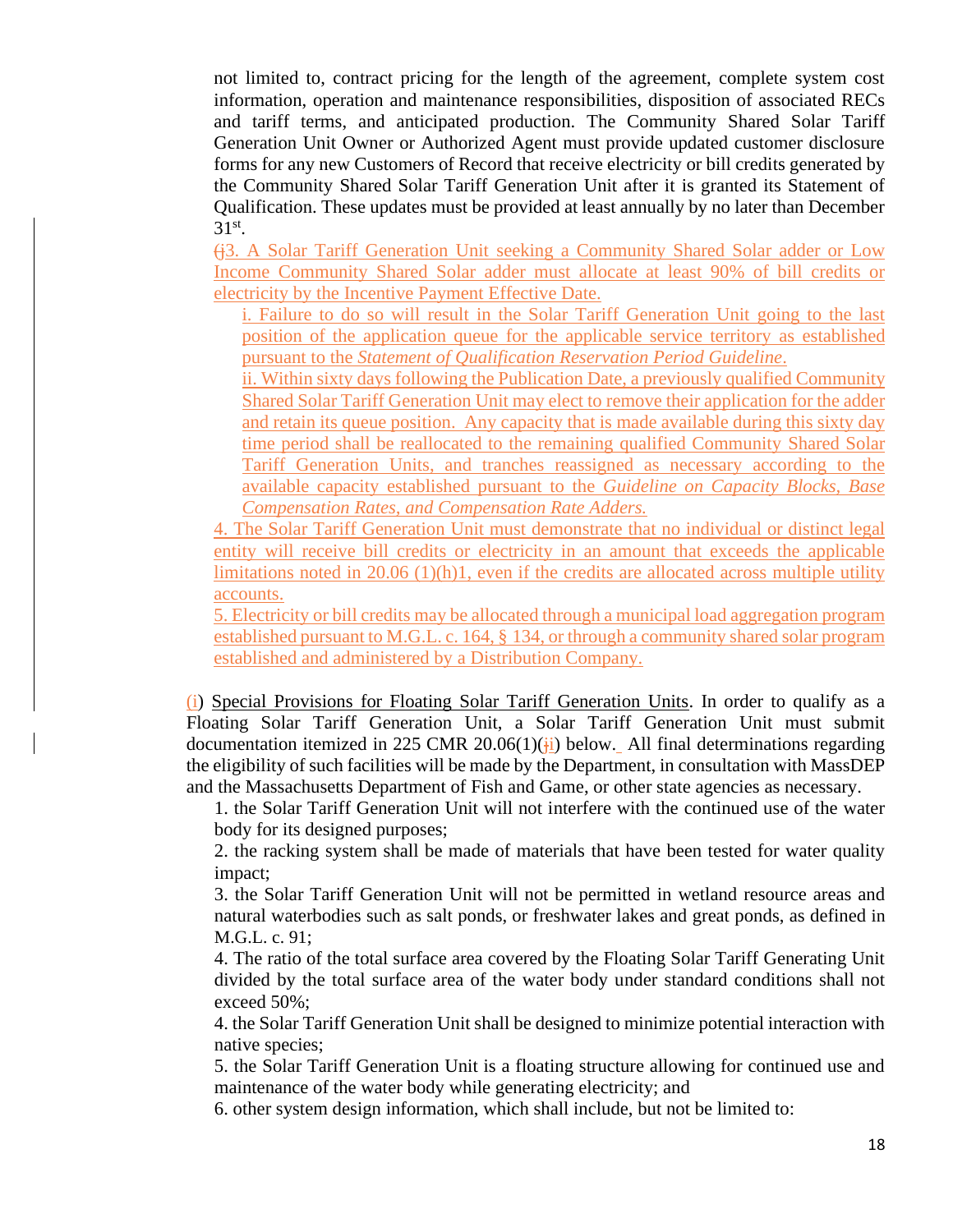not limited to, contract pricing for the length of the agreement, complete system cost information, operation and maintenance responsibilities, disposition of associated RECs and tariff terms, and anticipated production. The Community Shared Solar Tariff Generation Unit Owner or Authorized Agent must provide updated customer disclosure forms for any new Customers of Record that receive electricity or bill credits generated by the Community Shared Solar Tariff Generation Unit after it is granted its Statement of Qualification. These updates must be provided at least annually by no later than December 31st.

(j3. A Solar Tariff Generation Unit seeking a Community Shared Solar adder or Low Income Community Shared Solar adder must allocate at least 90% of bill credits or electricity by the Incentive Payment Effective Date.

i. Failure to do so will result in the Solar Tariff Generation Unit going to the last position of the application queue for the applicable service territory as established pursuant to the *Statement of Qualification Reservation Period Guideline*.

ii. Within sixty days following the Publication Date, a previously qualified Community Shared Solar Tariff Generation Unit may elect to remove their application for the adder and retain its queue position. Any capacity that is made available during this sixty day time period shall be reallocated to the remaining qualified Community Shared Solar Tariff Generation Units, and tranches reassigned as necessary according to the available capacity established pursuant to the *Guideline on Capacity Blocks, Base Compensation Rates, and Compensation Rate Adders.*

4. The Solar Tariff Generation Unit must demonstrate that no individual or distinct legal entity will receive bill credits or electricity in an amount that exceeds the applicable limitations noted in 20.06 (1)(h)1, even if the credits are allocated across multiple utility accounts.

5. Electricity or bill credits may be allocated through a municipal load aggregation program established pursuant to M.G.L. c. 164, § 134, or through a community shared solar program established and administered by a Distribution Company.

(i) Special Provisions for Floating Solar Tariff Generation Units. In order to qualify as a Floating Solar Tariff Generation Unit, a Solar Tariff Generation Unit must submit documentation itemized in 225 CMR 20.06(1)(ji) below. All final determinations regarding the eligibility of such facilities will be made by the Department, in consultation with MassDEP and the Massachusetts Department of Fish and Game, or other state agencies as necessary.

1. the Solar Tariff Generation Unit will not interfere with the continued use of the water body for its designed purposes;

2. the racking system shall be made of materials that have been tested for water quality impact;

3. the Solar Tariff Generation Unit will not be permitted in wetland resource areas and natural waterbodies such as salt ponds, or freshwater lakes and great ponds, as defined in M.G.L. c. 91;

4. The ratio of the total surface area covered by the Floating Solar Tariff Generating Unit divided by the total surface area of the water body under standard conditions shall not exceed 50%;

4. the Solar Tariff Generation Unit shall be designed to minimize potential interaction with native species;

5. the Solar Tariff Generation Unit is a floating structure allowing for continued use and maintenance of the water body while generating electricity; and

6. other system design information, which shall include, but not be limited to: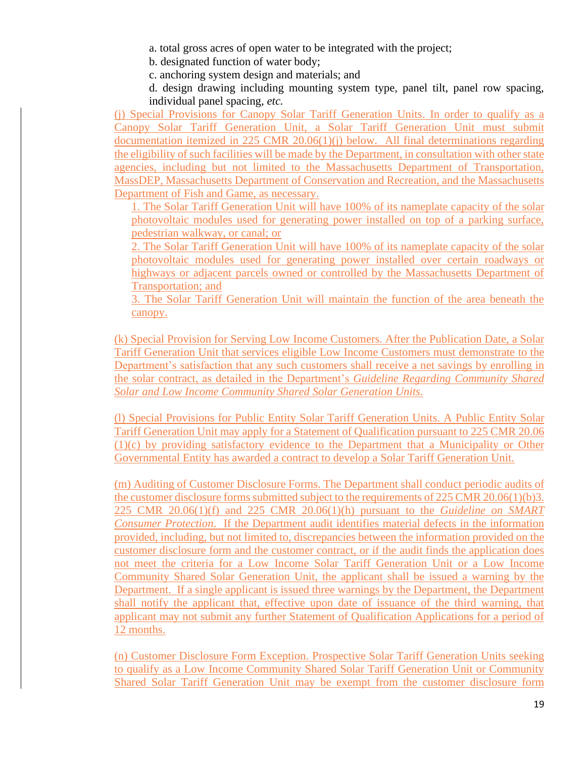a. total gross acres of open water to be integrated with the project;

b. designated function of water body;

c. anchoring system design and materials; and

d. design drawing including mounting system type, panel tilt, panel row spacing, individual panel spacing, *etc.*

(j) Special Provisions for Canopy Solar Tariff Generation Units. In order to qualify as a Canopy Solar Tariff Generation Unit, a Solar Tariff Generation Unit must submit documentation itemized in 225 CMR 20.06(1)(j) below. All final determinations regarding the eligibility of such facilities will be made by the Department, in consultation with other state agencies, including but not limited to the Massachusetts Department of Transportation, MassDEP, Massachusetts Department of Conservation and Recreation, and the Massachusetts Department of Fish and Game, as necessary.

1. The Solar Tariff Generation Unit will have 100% of its nameplate capacity of the solar photovoltaic modules used for generating power installed on top of a parking surface, pedestrian walkway, or canal; or

2. The Solar Tariff Generation Unit will have 100% of its nameplate capacity of the solar photovoltaic modules used for generating power installed over certain roadways or highways or adjacent parcels owned or controlled by the Massachusetts Department of Transportation; and

3. The Solar Tariff Generation Unit will maintain the function of the area beneath the canopy.

(k) Special Provision for Serving Low Income Customers. After the Publication Date, a Solar Tariff Generation Unit that services eligible Low Income Customers must demonstrate to the Department's satisfaction that any such customers shall receive a net savings by enrolling in the solar contract, as detailed in the Department's *Guideline Regarding Community Shared Solar and Low Income Community Shared Solar Generation Units.*

(l) Special Provisions for Public Entity Solar Tariff Generation Units. A Public Entity Solar Tariff Generation Unit may apply for a Statement of Qualification pursuant to 225 CMR 20.06 (1)(c) by providing satisfactory evidence to the Department that a Municipality or Other Governmental Entity has awarded a contract to develop a Solar Tariff Generation Unit.

(m) Auditing of Customer Disclosure Forms. The Department shall conduct periodic audits of the customer disclosure forms submitted subject to the requirements of 225 CMR 20.06(1)(b)3. 225 CMR 20.06(1)(f) and 225 CMR 20.06(1)(h) pursuant to the *Guideline on SMART Consumer Protection*. If the Department audit identifies material defects in the information provided, including, but not limited to, discrepancies between the information provided on the customer disclosure form and the customer contract, or if the audit finds the application does not meet the criteria for a Low Income Solar Tariff Generation Unit or a Low Income Community Shared Solar Generation Unit, the applicant shall be issued a warning by the Department. If a single applicant is issued three warnings by the Department, the Department shall notify the applicant that, effective upon date of issuance of the third warning, that applicant may not submit any further Statement of Qualification Applications for a period of 12 months.

(n) Customer Disclosure Form Exception. Prospective Solar Tariff Generation Units seeking to qualify as a Low Income Community Shared Solar Tariff Generation Unit or Community Shared Solar Tariff Generation Unit may be exempt from the customer disclosure form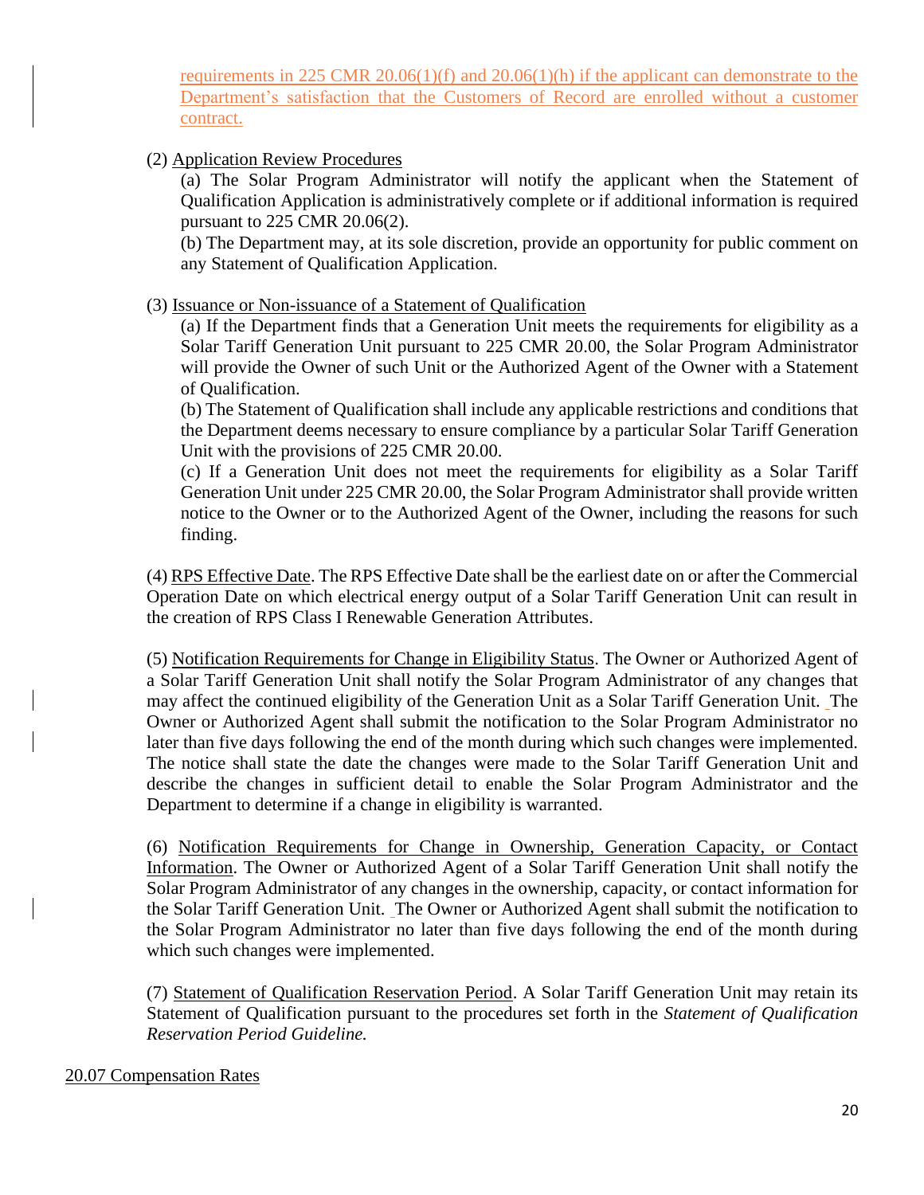requirements in 225 CMR 20.06(1)(f) and 20.06(1)(h) if the applicant can demonstrate to the Department's satisfaction that the Customers of Record are enrolled without a customer contract.

(2) Application Review Procedures

(a) The Solar Program Administrator will notify the applicant when the Statement of Qualification Application is administratively complete or if additional information is required pursuant to 225 CMR 20.06(2).

(b) The Department may, at its sole discretion, provide an opportunity for public comment on any Statement of Qualification Application.

(3) Issuance or Non-issuance of a Statement of Qualification

(a) If the Department finds that a Generation Unit meets the requirements for eligibility as a Solar Tariff Generation Unit pursuant to 225 CMR 20.00, the Solar Program Administrator will provide the Owner of such Unit or the Authorized Agent of the Owner with a Statement of Qualification.

(b) The Statement of Qualification shall include any applicable restrictions and conditions that the Department deems necessary to ensure compliance by a particular Solar Tariff Generation Unit with the provisions of 225 CMR 20.00.

(c) If a Generation Unit does not meet the requirements for eligibility as a Solar Tariff Generation Unit under 225 CMR 20.00, the Solar Program Administrator shall provide written notice to the Owner or to the Authorized Agent of the Owner, including the reasons for such finding.

(4) RPS Effective Date. The RPS Effective Date shall be the earliest date on or after the Commercial Operation Date on which electrical energy output of a Solar Tariff Generation Unit can result in the creation of RPS Class I Renewable Generation Attributes.

(5) Notification Requirements for Change in Eligibility Status. The Owner or Authorized Agent of a Solar Tariff Generation Unit shall notify the Solar Program Administrator of any changes that may affect the continued eligibility of the Generation Unit as a Solar Tariff Generation Unit. The Owner or Authorized Agent shall submit the notification to the Solar Program Administrator no later than five days following the end of the month during which such changes were implemented. The notice shall state the date the changes were made to the Solar Tariff Generation Unit and describe the changes in sufficient detail to enable the Solar Program Administrator and the Department to determine if a change in eligibility is warranted.

(6) Notification Requirements for Change in Ownership, Generation Capacity, or Contact Information. The Owner or Authorized Agent of a Solar Tariff Generation Unit shall notify the Solar Program Administrator of any changes in the ownership, capacity, or contact information for the Solar Tariff Generation Unit. The Owner or Authorized Agent shall submit the notification to the Solar Program Administrator no later than five days following the end of the month during which such changes were implemented.

(7) Statement of Qualification Reservation Period. A Solar Tariff Generation Unit may retain its Statement of Qualification pursuant to the procedures set forth in the *Statement of Qualification Reservation Period Guideline.*

20.07 Compensation Rates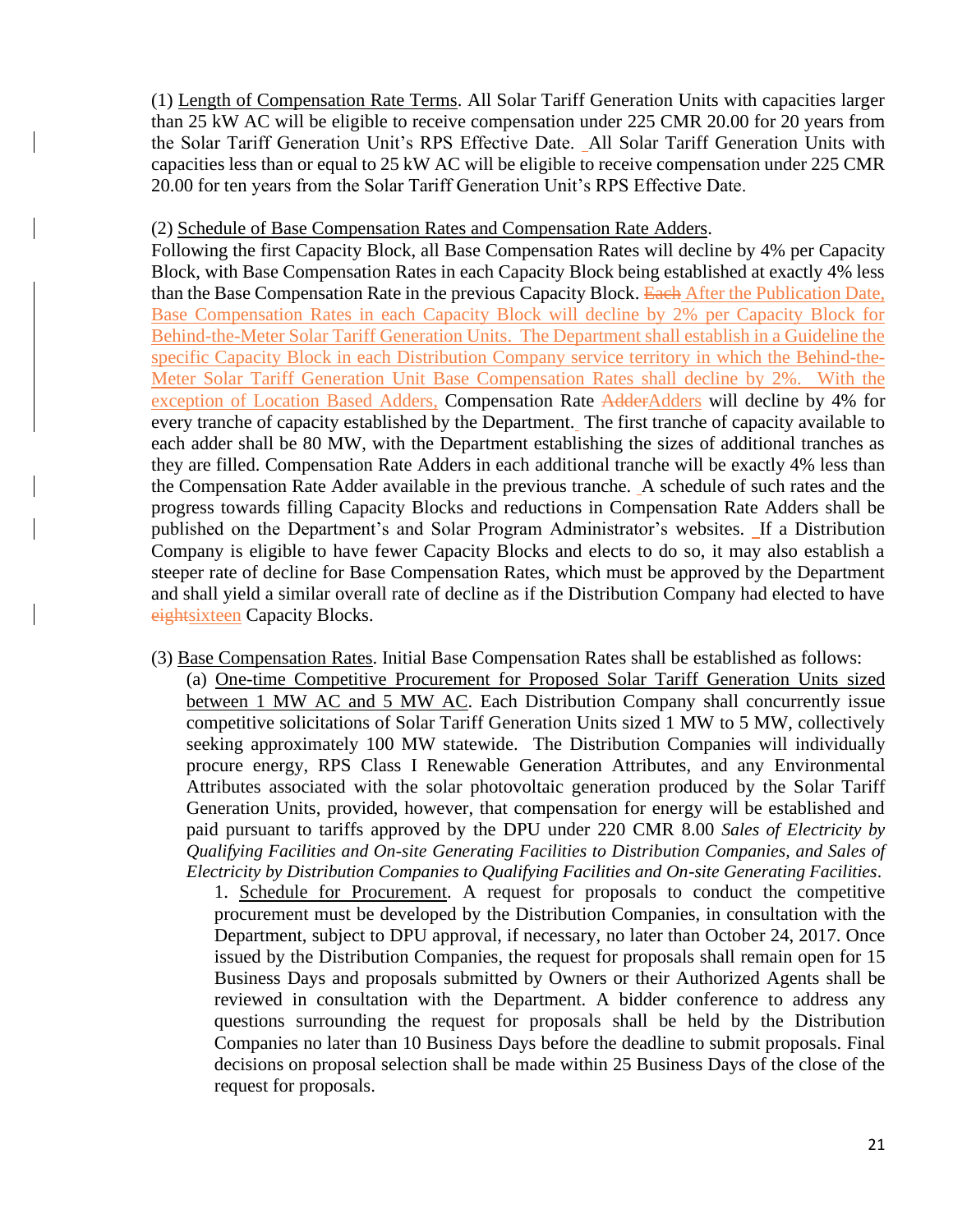(1) Length of Compensation Rate Terms. All Solar Tariff Generation Units with capacities larger than 25 kW AC will be eligible to receive compensation under 225 CMR 20.00 for 20 years from the Solar Tariff Generation Unit's RPS Effective Date. All Solar Tariff Generation Units with capacities less than or equal to 25 kW AC will be eligible to receive compensation under 225 CMR 20.00 for ten years from the Solar Tariff Generation Unit's RPS Effective Date.

(2) Schedule of Base Compensation Rates and Compensation Rate Adders.
Following the first Capacity Block, all Base Compensation Rates will decline by 4% per Capacity Block, with Base Compensation Rates in each Capacity Block being established at exactly 4% less than the Base Compensation Rate in the previous Capacity Block. ~~Each~~ After the Publication Date, Base Compensation Rates in each Capacity Block will decline by 2% per Capacity Block for Behind-the-Meter Solar Tariff Generation Units. The Department shall establish in a Guideline the specific Capacity Block in each Distribution Company service territory in which the Behind-the-Meter Solar Tariff Generation Unit Base Compensation Rates shall decline by 2%. With the exception of Location Based Adders, Compensation Rate ~~Adder~~Adders will decline by 4% for every tranche of capacity established by the Department. The first tranche of capacity available to each adder shall be 80 MW, with the Department establishing the sizes of additional tranches as they are filled. Compensation Rate Adders in each additional tranche will be exactly 4% less than the Compensation Rate Adder available in the previous tranche. A schedule of such rates and the progress towards filling Capacity Blocks and reductions in Compensation Rate Adders shall be published on the Department's and Solar Program Administrator's websites. If a Distribution Company is eligible to have fewer Capacity Blocks and elects to do so, it may also establish a steeper rate of decline for Base Compensation Rates, which must be approved by the Department and shall yield a similar overall rate of decline as if the Distribution Company had elected to have ~~eight~~sixteen Capacity Blocks.

(3) Base Compensation Rates. Initial Base Compensation Rates shall be established as follows:

(a) One-time Competitive Procurement for Proposed Solar Tariff Generation Units sized between 1 MW AC and 5 MW AC. Each Distribution Company shall concurrently issue competitive solicitations of Solar Tariff Generation Units sized 1 MW to 5 MW, collectively seeking approximately 100 MW statewide. The Distribution Companies will individually procure energy, RPS Class I Renewable Generation Attributes, and any Environmental Attributes associated with the solar photovoltaic generation produced by the Solar Tariff Generation Units, provided, however, that compensation for energy will be established and paid pursuant to tariffs approved by the DPU under 220 CMR 8.00 *Sales of Electricity by Qualifying Facilities and On-site Generating Facilities to Distribution Companies, and Sales of Electricity by Distribution Companies to Qualifying Facilities and On-site Generating Facilities*.

1. Schedule for Procurement. A request for proposals to conduct the competitive procurement must be developed by the Distribution Companies, in consultation with the Department, subject to DPU approval, if necessary, no later than October 24, 2017. Once issued by the Distribution Companies, the request for proposals shall remain open for 15 Business Days and proposals submitted by Owners or their Authorized Agents shall be reviewed in consultation with the Department. A bidder conference to address any questions surrounding the request for proposals shall be held by the Distribution Companies no later than 10 Business Days before the deadline to submit proposals. Final decisions on proposal selection shall be made within 25 Business Days of the close of the request for proposals.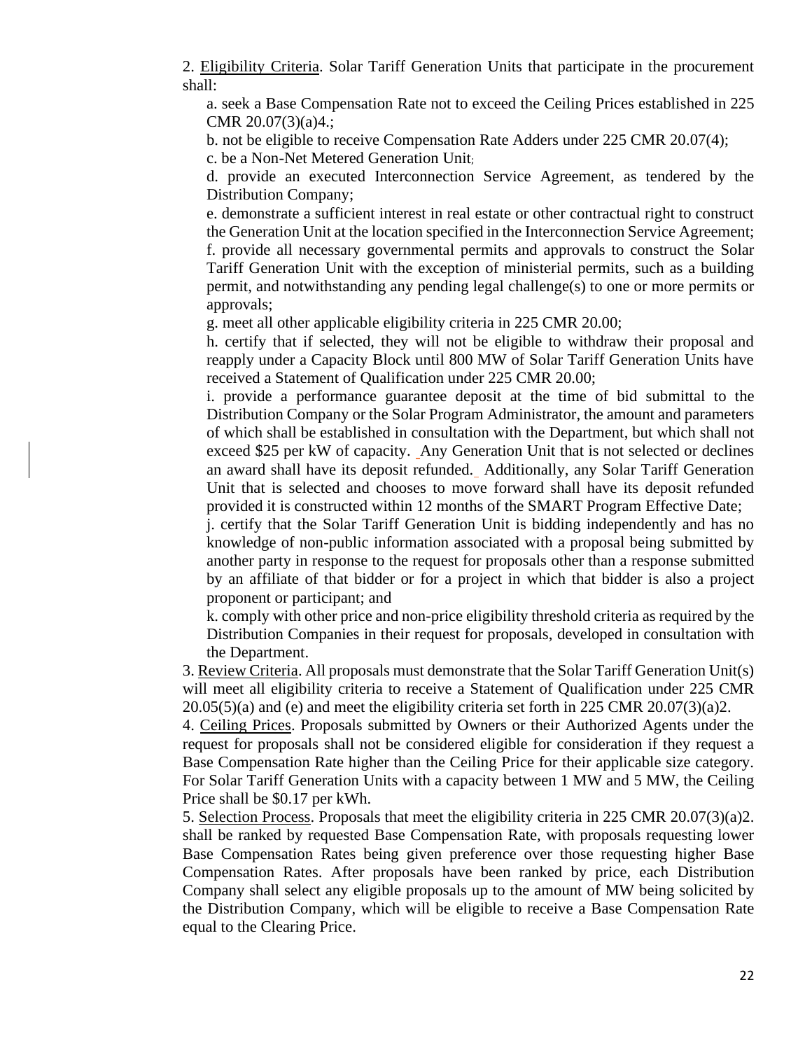2. Eligibility Criteria. Solar Tariff Generation Units that participate in the procurement shall:

a. seek a Base Compensation Rate not to exceed the Ceiling Prices established in 225 CMR 20.07(3)(a)4.;

b. not be eligible to receive Compensation Rate Adders under 225 CMR 20.07(4);

c. be a Non-Net Metered Generation Unit;

d. provide an executed Interconnection Service Agreement, as tendered by the Distribution Company;

e. demonstrate a sufficient interest in real estate or other contractual right to construct the Generation Unit at the location specified in the Interconnection Service Agreement;

f. provide all necessary governmental permits and approvals to construct the Solar Tariff Generation Unit with the exception of ministerial permits, such as a building permit, and notwithstanding any pending legal challenge(s) to one or more permits or approvals;

g. meet all other applicable eligibility criteria in 225 CMR 20.00;

h. certify that if selected, they will not be eligible to withdraw their proposal and reapply under a Capacity Block until 800 MW of Solar Tariff Generation Units have received a Statement of Qualification under 225 CMR 20.00;

i. provide a performance guarantee deposit at the time of bid submittal to the Distribution Company or the Solar Program Administrator, the amount and parameters of which shall be established in consultation with the Department, but which shall not exceed $25 per kW of capacity. Any Generation Unit that is not selected or declines an award shall have its deposit refunded. Additionally, any Solar Tariff Generation Unit that is selected and chooses to move forward shall have its deposit refunded provided it is constructed within 12 months of the SMART Program Effective Date;

j. certify that the Solar Tariff Generation Unit is bidding independently and has no knowledge of non-public information associated with a proposal being submitted by another party in response to the request for proposals other than a response submitted by an affiliate of that bidder or for a project in which that bidder is also a project proponent or participant; and

k. comply with other price and non-price eligibility threshold criteria as required by the Distribution Companies in their request for proposals, developed in consultation with the Department.

3. Review Criteria. All proposals must demonstrate that the Solar Tariff Generation Unit(s) will meet all eligibility criteria to receive a Statement of Qualification under 225 CMR 20.05(5)(a) and (e) and meet the eligibility criteria set forth in 225 CMR 20.07(3)(a)2.

4. Ceiling Prices. Proposals submitted by Owners or their Authorized Agents under the request for proposals shall not be considered eligible for consideration if they request a Base Compensation Rate higher than the Ceiling Price for their applicable size category. For Solar Tariff Generation Units with a capacity between 1 MW and 5 MW, the Ceiling Price shall be $0.17 per kWh.

5. Selection Process. Proposals that meet the eligibility criteria in 225 CMR 20.07(3)(a)2. shall be ranked by requested Base Compensation Rate, with proposals requesting lower Base Compensation Rates being given preference over those requesting higher Base Compensation Rates. After proposals have been ranked by price, each Distribution Company shall select any eligible proposals up to the amount of MW being solicited by the Distribution Company, which will be eligible to receive a Base Compensation Rate equal to the Clearing Price.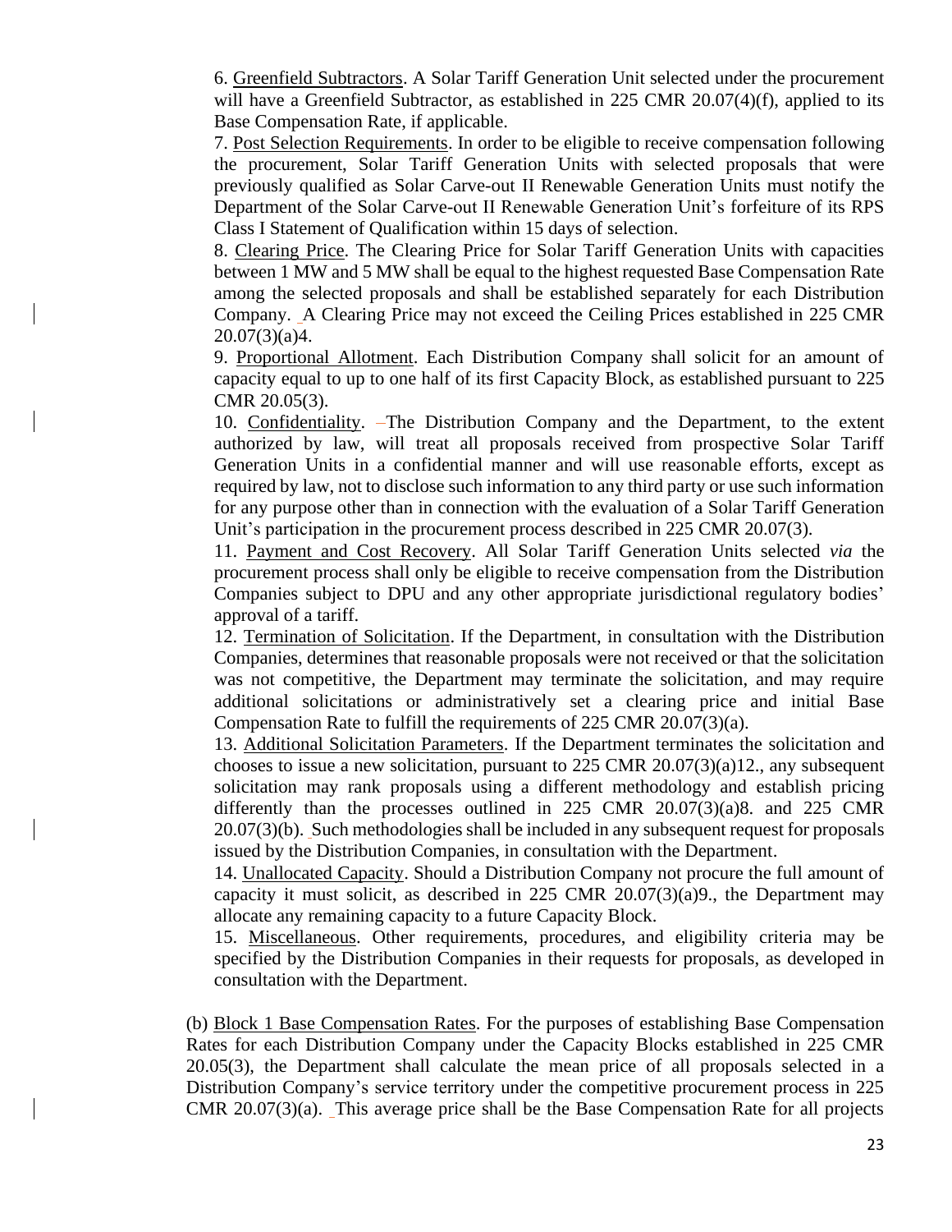6. Greenfield Subtractors. A Solar Tariff Generation Unit selected under the procurement will have a Greenfield Subtractor, as established in 225 CMR 20.07(4)(f), applied to its Base Compensation Rate, if applicable.

7. Post Selection Requirements. In order to be eligible to receive compensation following the procurement, Solar Tariff Generation Units with selected proposals that were previously qualified as Solar Carve-out II Renewable Generation Units must notify the Department of the Solar Carve-out II Renewable Generation Unit's forfeiture of its RPS Class I Statement of Qualification within 15 days of selection.

8. Clearing Price. The Clearing Price for Solar Tariff Generation Units with capacities between 1 MW and 5 MW shall be equal to the highest requested Base Compensation Rate among the selected proposals and shall be established separately for each Distribution Company. A Clearing Price may not exceed the Ceiling Prices established in 225 CMR 20.07(3)(a)4.

9. Proportional Allotment. Each Distribution Company shall solicit for an amount of capacity equal to up to one half of its first Capacity Block, as established pursuant to 225 CMR 20.05(3).

10. Confidentiality. The Distribution Company and the Department, to the extent authorized by law, will treat all proposals received from prospective Solar Tariff Generation Units in a confidential manner and will use reasonable efforts, except as required by law, not to disclose such information to any third party or use such information for any purpose other than in connection with the evaluation of a Solar Tariff Generation Unit's participation in the procurement process described in 225 CMR 20.07(3).

11. Payment and Cost Recovery. All Solar Tariff Generation Units selected *via* the procurement process shall only be eligible to receive compensation from the Distribution Companies subject to DPU and any other appropriate jurisdictional regulatory bodies' approval of a tariff.

12. Termination of Solicitation. If the Department, in consultation with the Distribution Companies, determines that reasonable proposals were not received or that the solicitation was not competitive, the Department may terminate the solicitation, and may require additional solicitations or administratively set a clearing price and initial Base Compensation Rate to fulfill the requirements of 225 CMR 20.07(3)(a).

13. Additional Solicitation Parameters. If the Department terminates the solicitation and chooses to issue a new solicitation, pursuant to 225 CMR 20.07(3)(a)12., any subsequent solicitation may rank proposals using a different methodology and establish pricing differently than the processes outlined in 225 CMR 20.07(3)(a)8. and 225 CMR 20.07(3)(b). Such methodologies shall be included in any subsequent request for proposals issued by the Distribution Companies, in consultation with the Department.

14. Unallocated Capacity. Should a Distribution Company not procure the full amount of capacity it must solicit, as described in 225 CMR 20.07(3)(a)9., the Department may allocate any remaining capacity to a future Capacity Block.

15. Miscellaneous. Other requirements, procedures, and eligibility criteria may be specified by the Distribution Companies in their requests for proposals, as developed in consultation with the Department.

(b) Block 1 Base Compensation Rates. For the purposes of establishing Base Compensation Rates for each Distribution Company under the Capacity Blocks established in 225 CMR 20.05(3), the Department shall calculate the mean price of all proposals selected in a Distribution Company's service territory under the competitive procurement process in 225 CMR 20.07(3)(a). This average price shall be the Base Compensation Rate for all projects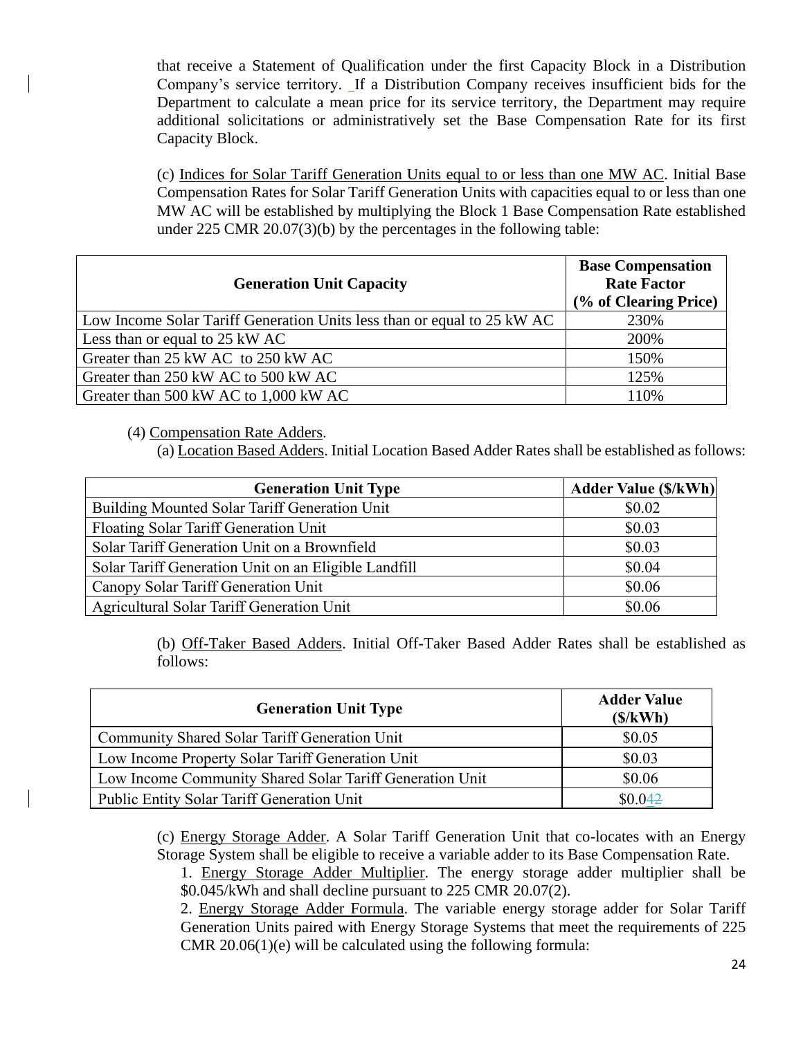that receive a Statement of Qualification under the first Capacity Block in a Distribution Company's service territory. If a Distribution Company receives insufficient bids for the Department to calculate a mean price for its service territory, the Department may require additional solicitations or administratively set the Base Compensation Rate for its first Capacity Block.

(c) Indices for Solar Tariff Generation Units equal to or less than one MW AC. Initial Base Compensation Rates for Solar Tariff Generation Units with capacities equal to or less than one MW AC will be established by multiplying the Block 1 Base Compensation Rate established under 225 CMR 20.07(3)(b) by the percentages in the following table:

| Generation Unit Capacity | Base Compensation Rate Factor (% of Clearing Price) |
|---|---|
| Low Income Solar Tariff Generation Units less than or equal to 25 kW AC | 230% |
| Less than or equal to 25 kW AC | 200% |
| Greater than 25 kW AC to 250 kW AC | 150% |
| Greater than 250 kW AC to 500 kW AC | 125% |
| Greater than 500 kW AC to 1,000 kW AC | 110% |

(4) Compensation Rate Adders.

(a) Location Based Adders. Initial Location Based Adder Rates shall be established as follows:

| Generation Unit Type | Adder Value ($/kWh) |
|---|---|
| Building Mounted Solar Tariff Generation Unit | $0.02 |
| Floating Solar Tariff Generation Unit | $0.03 |
| Solar Tariff Generation Unit on a Brownfield | $0.03 |
| Solar Tariff Generation Unit on an Eligible Landfill | $0.04 |
| Canopy Solar Tariff Generation Unit | $0.06 |
| Agricultural Solar Tariff Generation Unit | $0.06 |

(b) Off-Taker Based Adders. Initial Off-Taker Based Adder Rates shall be established as follows:

| Generation Unit Type | Adder Value ($/kWh) |
|---|---|
| Community Shared Solar Tariff Generation Unit | $0.05 |
| Low Income Property Solar Tariff Generation Unit | $0.03 |
| Low Income Community Shared Solar Tariff Generation Unit | $0.06 |
| Public Entity Solar Tariff Generation Unit | $0.042 |

(c) Energy Storage Adder. A Solar Tariff Generation Unit that co-locates with an Energy Storage System shall be eligible to receive a variable adder to its Base Compensation Rate.

1. Energy Storage Adder Multiplier. The energy storage adder multiplier shall be $0.045/kWh and shall decline pursuant to 225 CMR 20.07(2).

2. Energy Storage Adder Formula. The variable energy storage adder for Solar Tariff Generation Units paired with Energy Storage Systems that meet the requirements of 225 CMR 20.06(1)(e) will be calculated using the following formula: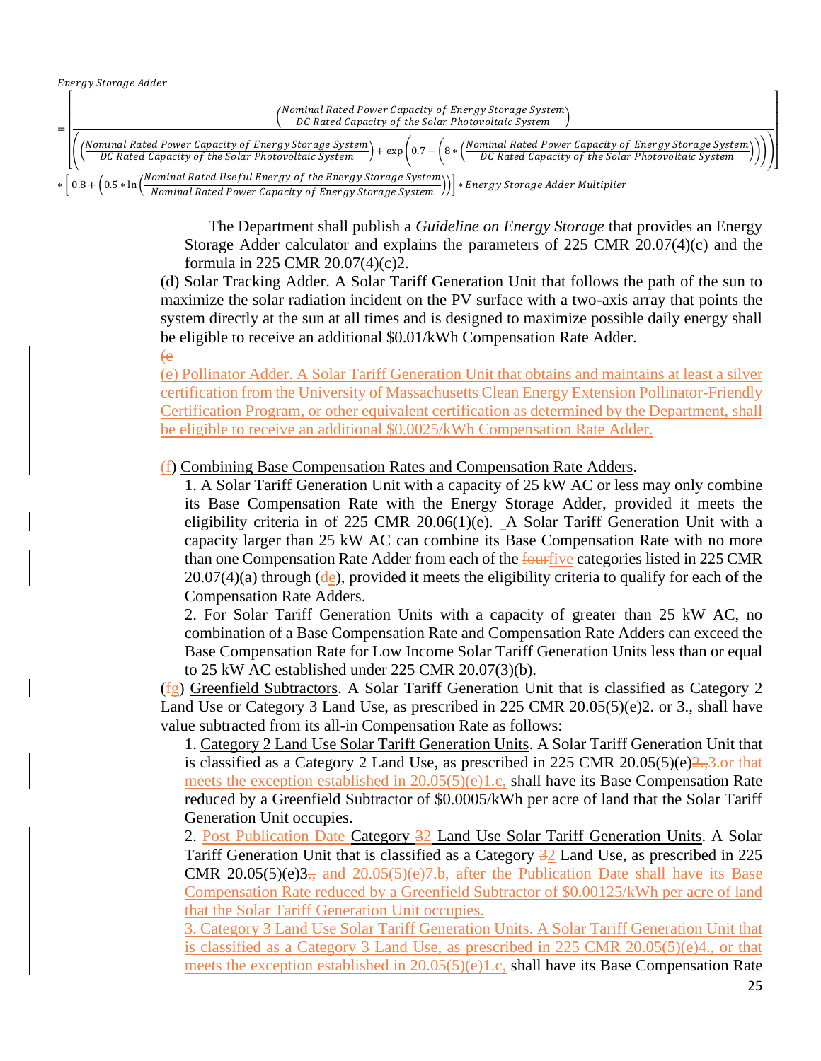$$\text{Energy Storage Adder} = \left[ \frac{\left(\frac{\text{Nominal Rated Power Capacity of Energy Storage System}}{\text{DC Rated Capacity of the Solar Photovoltaic System}}\right)}{\left(\left(\frac{\text{Nominal Rated Power Capacity of Energy Storage System}}{\text{DC Rated Capacity of the Solar Photovoltaic System}}\right) + \exp\left(0.7 - \left(8 * \left(\frac{\text{Nominal Rated Power Capacity of Energy Storage System}}{\text{DC Rated Capacity of the Solar Photovoltaic System}}\right)\right)\right)\right)} \right] * \left[ 0.8 + \left(0.5 * \ln\left(\frac{\text{Nominal Rated Useful Energy of the Energy Storage System}}{\text{Nominal Rated Power Capacity of Energy Storage System}}\right)\right)\right] * \text{Energy Storage Adder Multiplier}$$

The Department shall publish a *Guideline on Energy Storage* that provides an Energy Storage Adder calculator and explains the parameters of 225 CMR 20.07(4)(c) and the formula in 225 CMR 20.07(4)(c)2.

(d) Solar Tracking Adder. A Solar Tariff Generation Unit that follows the path of the sun to maximize the solar radiation incident on the PV surface with a two-axis array that points the system directly at the sun at all times and is designed to maximize possible daily energy shall be eligible to receive an additional $0.01/kWh Compensation Rate Adder.

~~(e~~

(e) Pollinator Adder. A Solar Tariff Generation Unit that obtains and maintains at least a silver certification from the University of Massachusetts Clean Energy Extension Pollinator-Friendly Certification Program, or other equivalent certification as determined by the Department, shall be eligible to receive an additional $0.0025/kWh Compensation Rate Adder.

(f) Combining Base Compensation Rates and Compensation Rate Adders.

1. A Solar Tariff Generation Unit with a capacity of 25 kW AC or less may only combine its Base Compensation Rate with the Energy Storage Adder, provided it meets the eligibility criteria in of 225 CMR 20.06(1)(e). A Solar Tariff Generation Unit with a capacity larger than 25 kW AC can combine its Base Compensation Rate with no more than one Compensation Rate Adder from each of the ~~four~~five categories listed in 225 CMR 20.07(4)(a) through (~~d~~e), provided it meets the eligibility criteria to qualify for each of the Compensation Rate Adders.

2. For Solar Tariff Generation Units with a capacity of greater than 25 kW AC, no combination of a Base Compensation Rate and Compensation Rate Adders can exceed the Base Compensation Rate for Low Income Solar Tariff Generation Units less than or equal to 25 kW AC established under 225 CMR 20.07(3)(b).

(~~f~~g) Greenfield Subtractors. A Solar Tariff Generation Unit that is classified as Category 2 Land Use or Category 3 Land Use, as prescribed in 225 CMR 20.05(5)(e)2. or 3., shall have value subtracted from its all-in Compensation Rate as follows:

1. Category 2 Land Use Solar Tariff Generation Units. A Solar Tariff Generation Unit that is classified as a Category 2 Land Use, as prescribed in 225 CMR 20.05(5)(e)~~2.,~~3.or that meets the exception established in 20.05(5)(e)1.c, shall have its Base Compensation Rate reduced by a Greenfield Subtractor of $0.0005/kWh per acre of land that the Solar Tariff Generation Unit occupies.

2. Post Publication Date Category ~~3~~2 Land Use Solar Tariff Generation Units. A Solar Tariff Generation Unit that is classified as a Category ~~3~~2 Land Use, as prescribed in 225 CMR 20.05(5)(e)3~~.,~~ and 20.05(5)(e)7.b, after the Publication Date shall have its Base Compensation Rate reduced by a Greenfield Subtractor of $0.00125/kWh per acre of land that the Solar Tariff Generation Unit occupies.

3. Category 3 Land Use Solar Tariff Generation Units. A Solar Tariff Generation Unit that is classified as a Category 3 Land Use, as prescribed in 225 CMR 20.05(5)(e)4., or that meets the exception established in 20.05(5)(e)1.c, shall have its Base Compensation Rate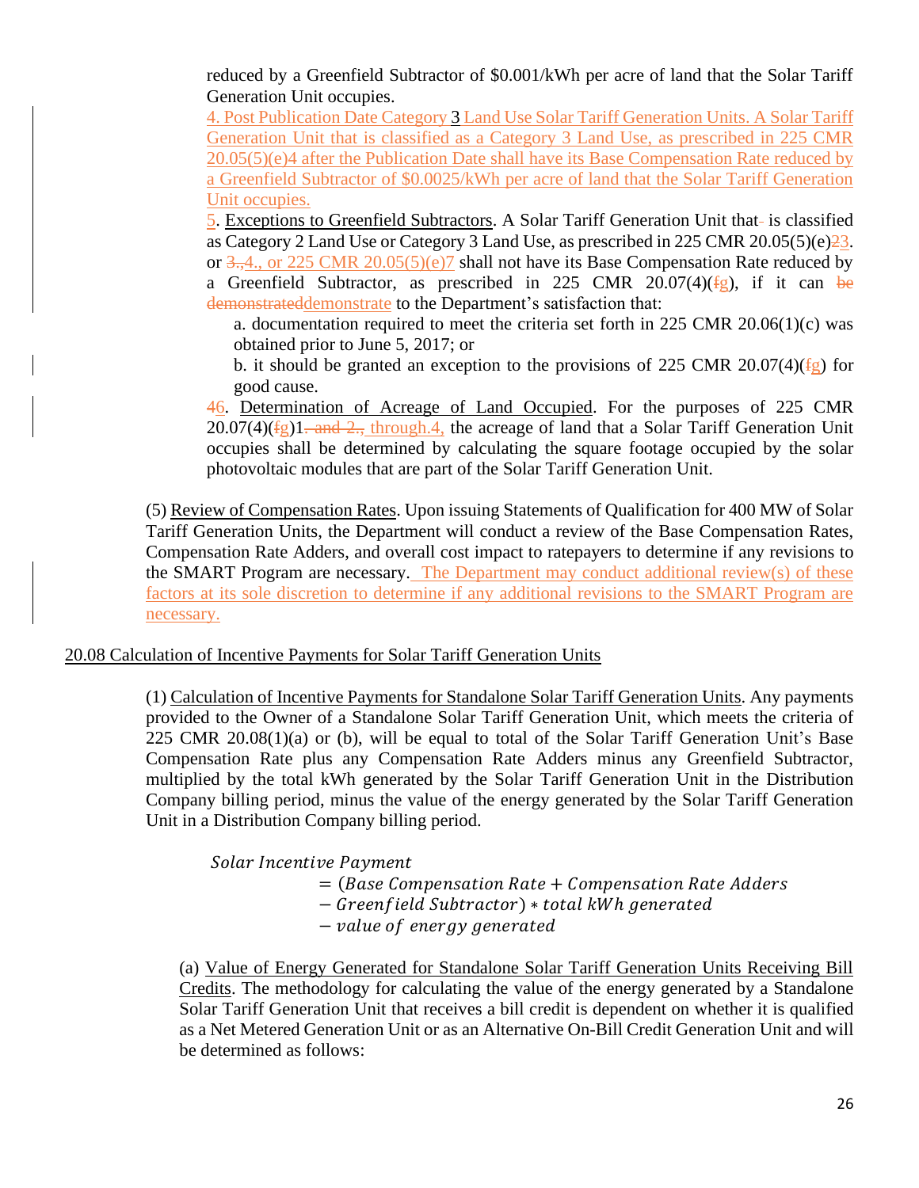reduced by a Greenfield Subtractor of $0.001/kWh per acre of land that the Solar Tariff Generation Unit occupies.

4. Post Publication Date Category 3 Land Use Solar Tariff Generation Units. A Solar Tariff Generation Unit that is classified as a Category 3 Land Use, as prescribed in 225 CMR 20.05(5)(e)4 after the Publication Date shall have its Base Compensation Rate reduced by a Greenfield Subtractor of $0.0025/kWh per acre of land that the Solar Tariff Generation Unit occupies.

5. Exceptions to Greenfield Subtractors. A Solar Tariff Generation Unit that is classified as Category 2 Land Use or Category 3 Land Use, as prescribed in 225 CMR 20.05(5)(e)~~2~~3. or ~~3.,~~4., or 225 CMR 20.05(5)(e)7 shall not have its Base Compensation Rate reduced by a Greenfield Subtractor, as prescribed in 225 CMR 20.07(4)(~~f~~g), if it can ~~be demonstrated~~demonstrate to the Department's satisfaction that:

a. documentation required to meet the criteria set forth in 225 CMR 20.06(1)(c) was obtained prior to June 5, 2017; or

b. it should be granted an exception to the provisions of 225 CMR 20.07(4)(~~f~~g) for good cause.

~~4~~6. Determination of Acreage of Land Occupied. For the purposes of 225 CMR 20.07(4)(~~f~~g)1~~. and 2.,~~ through.4, the acreage of land that a Solar Tariff Generation Unit occupies shall be determined by calculating the square footage occupied by the solar photovoltaic modules that are part of the Solar Tariff Generation Unit.

(5) Review of Compensation Rates. Upon issuing Statements of Qualification for 400 MW of Solar Tariff Generation Units, the Department will conduct a review of the Base Compensation Rates, Compensation Rate Adders, and overall cost impact to ratepayers to determine if any revisions to the SMART Program are necessary. The Department may conduct additional review(s) of these factors at its sole discretion to determine if any additional revisions to the SMART Program are necessary.

20.08 Calculation of Incentive Payments for Solar Tariff Generation Units

(1) Calculation of Incentive Payments for Standalone Solar Tariff Generation Units. Any payments provided to the Owner of a Standalone Solar Tariff Generation Unit, which meets the criteria of 225 CMR 20.08(1)(a) or (b), will be equal to total of the Solar Tariff Generation Unit's Base Compensation Rate plus any Compensation Rate Adders minus any Greenfield Subtractor, multiplied by the total kWh generated by the Solar Tariff Generation Unit in the Distribution Company billing period, minus the value of the energy generated by the Solar Tariff Generation Unit in a Distribution Company billing period.

$$\begin{aligned} \mathit{Solar\ Incentive\ Payment} &= (\mathit{Base\ Compensation\ Rate} + \mathit{Compensation\ Rate\ Adders} \\ &- \mathit{Greenfield\ Subtractor}) * \mathit{total\ kWh\ generated} \\ &- \mathit{value\ of\ energy\ generated} \end{aligned}$$

(a) Value of Energy Generated for Standalone Solar Tariff Generation Units Receiving Bill Credits. The methodology for calculating the value of the energy generated by a Standalone Solar Tariff Generation Unit that receives a bill credit is dependent on whether it is qualified as a Net Metered Generation Unit or as an Alternative On-Bill Credit Generation Unit and will be determined as follows: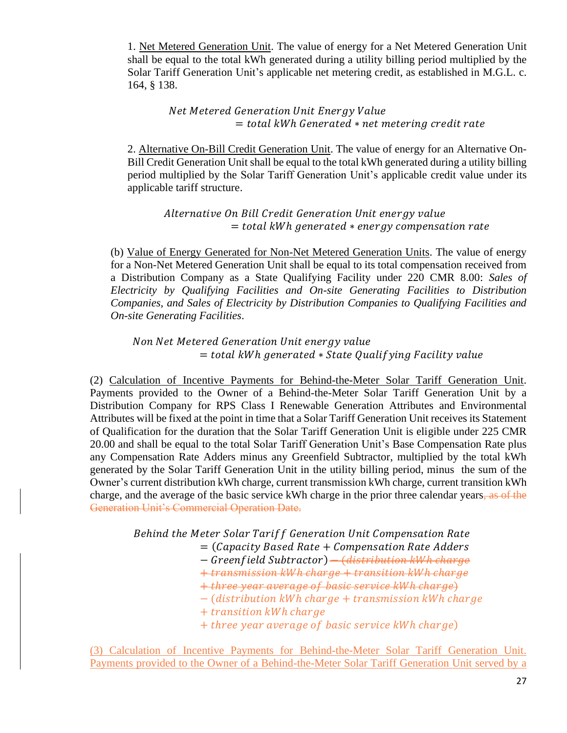1. Net Metered Generation Unit. The value of energy for a Net Metered Generation Unit shall be equal to the total kWh generated during a utility billing period multiplied by the Solar Tariff Generation Unit's applicable net metering credit, as established in M.G.L. c. 164, § 138.

$$Net\ Metered\ Generation\ Unit\ Energy\ Value = total\ kWh\ Generated * net\ metering\ credit\ rate$$

2. Alternative On-Bill Credit Generation Unit. The value of energy for an Alternative On-Bill Credit Generation Unit shall be equal to the total kWh generated during a utility billing period multiplied by the Solar Tariff Generation Unit's applicable credit value under its applicable tariff structure.

$$Alternative\ On\ Bill\ Credit\ Generation\ Unit\ energy\ value = total\ kWh\ generated * energy\ compensation\ rate$$

(b) Value of Energy Generated for Non-Net Metered Generation Units. The value of energy for a Non-Net Metered Generation Unit shall be equal to its total compensation received from a Distribution Company as a State Qualifying Facility under 220 CMR 8.00: *Sales of Electricity by Qualifying Facilities and On-site Generating Facilities to Distribution Companies, and Sales of Electricity by Distribution Companies to Qualifying Facilities and On-site Generating Facilities*.

$$Non\ Net\ Metered\ Generation\ Unit\ energy\ value = total\ kWh\ generated * State\ Qualifying\ Facility\ value$$

(2) Calculation of Incentive Payments for Behind-the-Meter Solar Tariff Generation Unit. Payments provided to the Owner of a Behind-the-Meter Solar Tariff Generation Unit by a Distribution Company for RPS Class I Renewable Generation Attributes and Environmental Attributes will be fixed at the point in time that a Solar Tariff Generation Unit receives its Statement of Qualification for the duration that the Solar Tariff Generation Unit is eligible under 225 CMR 20.00 and shall be equal to the total Solar Tariff Generation Unit's Base Compensation Rate plus any Compensation Rate Adders minus any Greenfield Subtractor, multiplied by the total kWh generated by the Solar Tariff Generation Unit in the utility billing period, minus the sum of the Owner's current distribution kWh charge, current transmission kWh charge, current transition kWh charge, and the average of the basic service kWh charge in the prior three calendar years~~, as of the Generation Unit's Commercial Operation Date.~~

$$Behind\ the\ Meter\ Solar\ Tariff\ Generation\ Unit\ Compensation\ Rate = (Capacity\ Based\ Rate + Compensation\ Rate\ Adders - Greenfield\ Subtractor)\ \sout{- (distribution\ kWh\ charge + transmission\ kWh\ charge + transition\ kWh\ charge + three\ year\ average\ of\ basic\ service\ kWh\ charge)} - (distribution\ kWh\ charge + transmission\ kWh\ charge + transition\ kWh\ charge + three\ year\ average\ of\ basic\ service\ kWh\ charge)$$

<u>(3) Calculation of Incentive Payments for Behind-the-Meter Solar Tariff Generation Unit. Payments provided to the Owner of a Behind-the-Meter Solar Tariff Generation Unit served by a</u>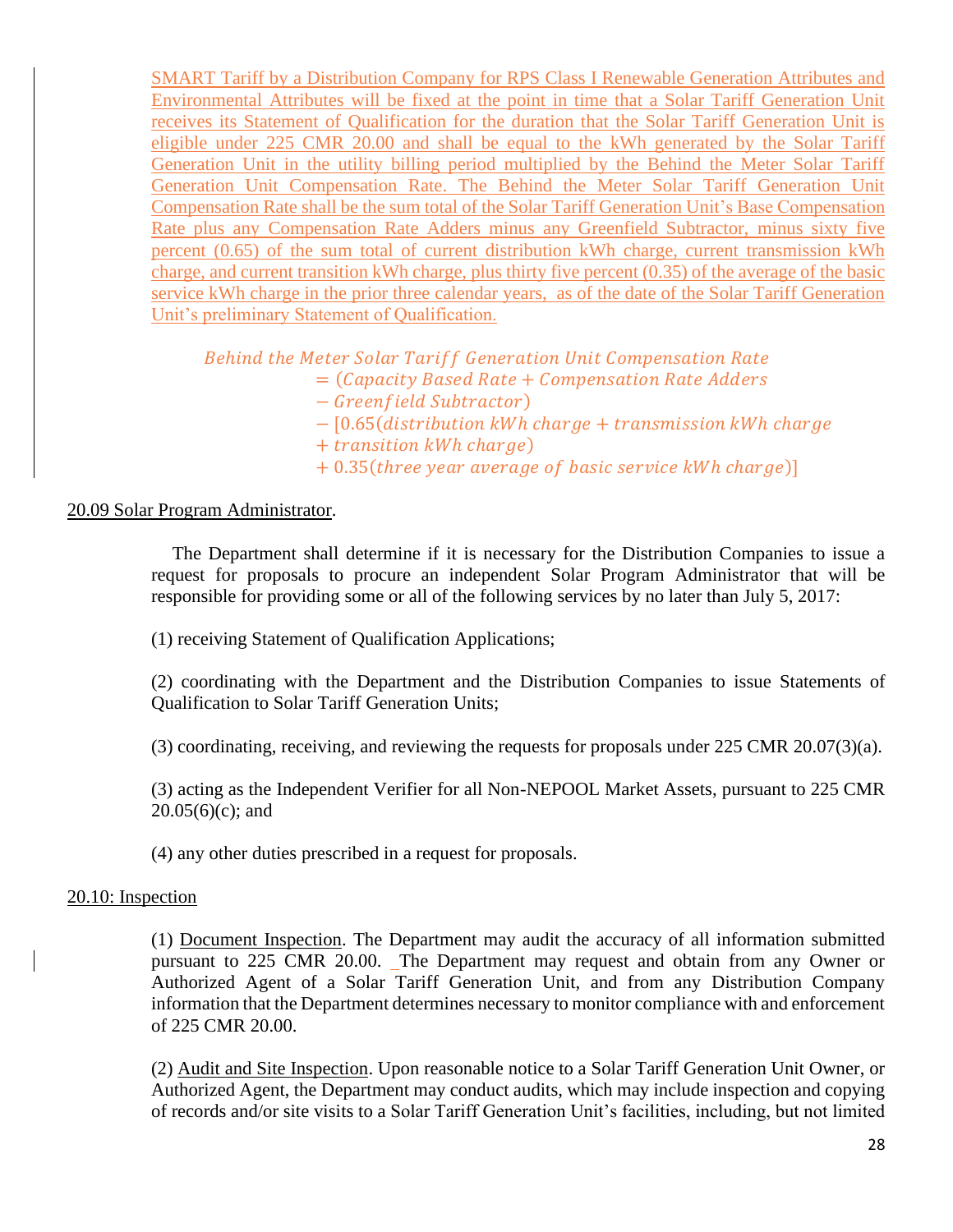SMART Tariff by a Distribution Company for RPS Class I Renewable Generation Attributes and Environmental Attributes will be fixed at the point in time that a Solar Tariff Generation Unit receives its Statement of Qualification for the duration that the Solar Tariff Generation Unit is eligible under 225 CMR 20.00 and shall be equal to the kWh generated by the Solar Tariff Generation Unit in the utility billing period multiplied by the Behind the Meter Solar Tariff Generation Unit Compensation Rate. The Behind the Meter Solar Tariff Generation Unit Compensation Rate shall be the sum total of the Solar Tariff Generation Unit's Base Compensation Rate plus any Compensation Rate Adders minus any Greenfield Subtractor, minus sixty five percent (0.65) of the sum total of current distribution kWh charge, current transmission kWh charge, and current transition kWh charge, plus thirty five percent (0.35) of the average of the basic service kWh charge in the prior three calendar years, as of the date of the Solar Tariff Generation Unit's preliminary Statement of Qualification.

$$\begin{aligned}
&\textit{Behind the Meter Solar Tariff Generation Unit Compensation Rate} \\
&\quad = (\textit{Capacity Based Rate} + \textit{Compensation Rate Adders} \\
&\quad - \textit{Greenfield Subtractor}) \\
&\quad - [0.65(\textit{distribution kWh charge} + \textit{transmission kWh charge} \\
&\quad + \textit{transition kWh charge}) \\
&\quad + 0.35(\textit{three year average of basic service kWh charge})]
\end{aligned}$$

## 20.09 Solar Program Administrator.

The Department shall determine if it is necessary for the Distribution Companies to issue a request for proposals to procure an independent Solar Program Administrator that will be responsible for providing some or all of the following services by no later than July 5, 2017:

(1) receiving Statement of Qualification Applications;

(2) coordinating with the Department and the Distribution Companies to issue Statements of Qualification to Solar Tariff Generation Units;

(3) coordinating, receiving, and reviewing the requests for proposals under 225 CMR 20.07(3)(a).

(3) acting as the Independent Verifier for all Non-NEPOOL Market Assets, pursuant to 225 CMR 20.05(6)(c); and

(4) any other duties prescribed in a request for proposals.

## 20.10: Inspection

(1) Document Inspection. The Department may audit the accuracy of all information submitted pursuant to 225 CMR 20.00. The Department may request and obtain from any Owner or Authorized Agent of a Solar Tariff Generation Unit, and from any Distribution Company information that the Department determines necessary to monitor compliance with and enforcement of 225 CMR 20.00.

(2) Audit and Site Inspection. Upon reasonable notice to a Solar Tariff Generation Unit Owner, or Authorized Agent, the Department may conduct audits, which may include inspection and copying of records and/or site visits to a Solar Tariff Generation Unit's facilities, including, but not limited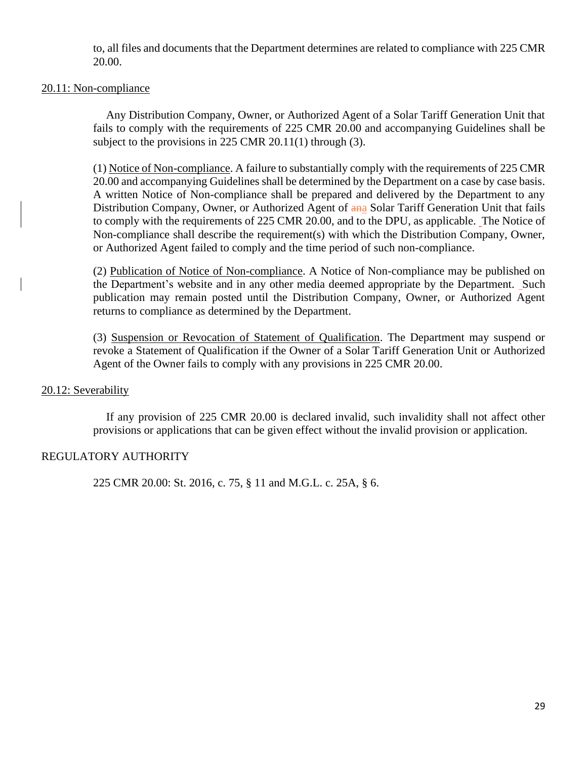to, all files and documents that the Department determines are related to compliance with 225 CMR 20.00.

20.11: Non-compliance

Any Distribution Company, Owner, or Authorized Agent of a Solar Tariff Generation Unit that fails to comply with the requirements of 225 CMR 20.00 and accompanying Guidelines shall be subject to the provisions in 225 CMR 20.11(1) through (3).

(1) Notice of Non-compliance. A failure to substantially comply with the requirements of 225 CMR 20.00 and accompanying Guidelines shall be determined by the Department on a case by case basis. A written Notice of Non-compliance shall be prepared and delivered by the Department to any Distribution Company, Owner, or Authorized Agent of ~~ana~~ a Solar Tariff Generation Unit that fails to comply with the requirements of 225 CMR 20.00, and to the DPU, as applicable. The Notice of Non-compliance shall describe the requirement(s) with which the Distribution Company, Owner, or Authorized Agent failed to comply and the time period of such non-compliance.

(2) Publication of Notice of Non-compliance. A Notice of Non-compliance may be published on the Department's website and in any other media deemed appropriate by the Department. Such publication may remain posted until the Distribution Company, Owner, or Authorized Agent returns to compliance as determined by the Department.

(3) Suspension or Revocation of Statement of Qualification. The Department may suspend or revoke a Statement of Qualification if the Owner of a Solar Tariff Generation Unit or Authorized Agent of the Owner fails to comply with any provisions in 225 CMR 20.00.

20.12: Severability

If any provision of 225 CMR 20.00 is declared invalid, such invalidity shall not affect other provisions or applications that can be given effect without the invalid provision or application.

REGULATORY AUTHORITY

225 CMR 20.00: St. 2016, c. 75, § 11 and M.G.L. c. 25A, § 6.